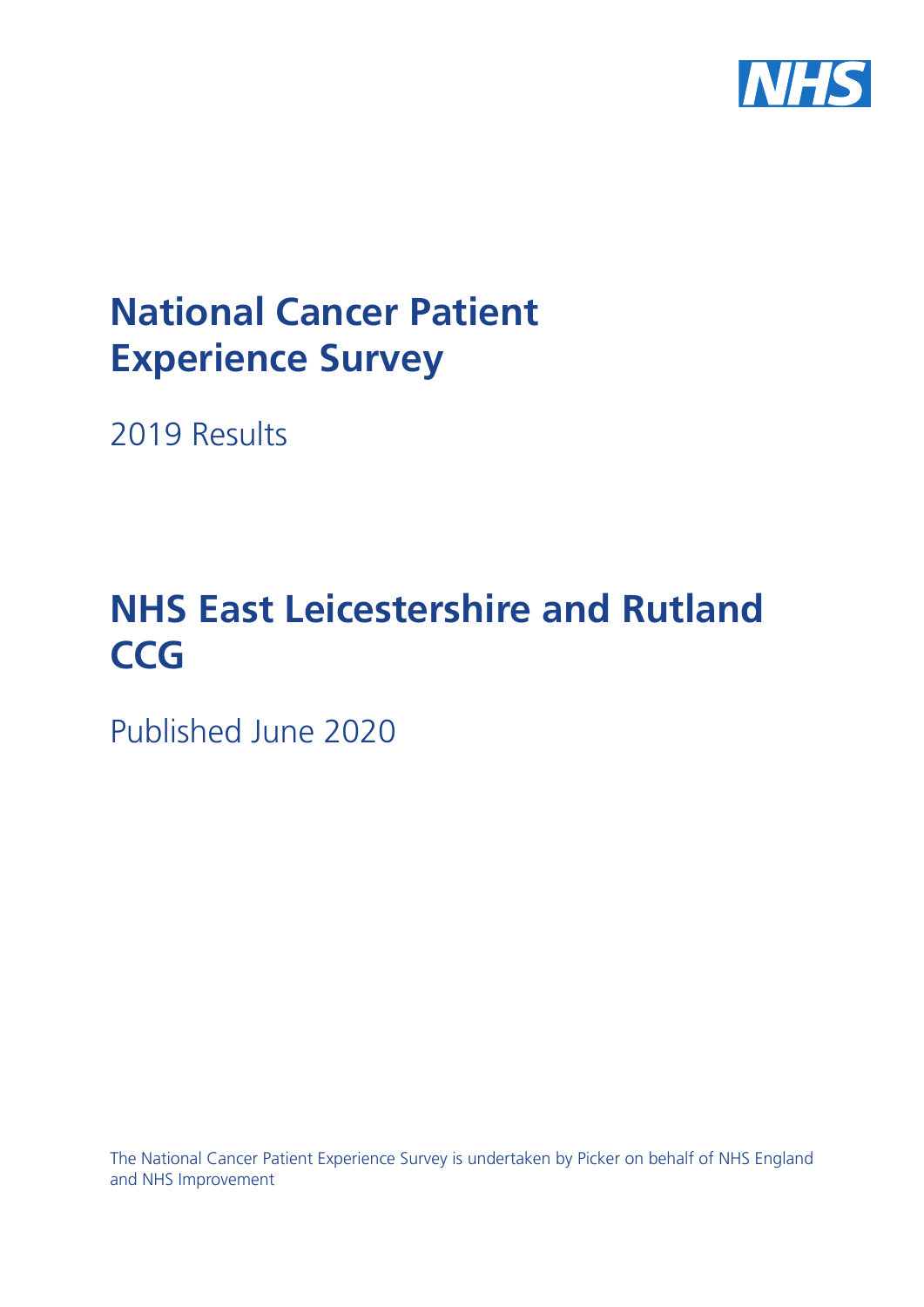# National Cancer Patient Experience Survey

2019 Results

# NHS East Leicestershire and Rutland CCG

Published June 2020

The National Cancer Patient Experience Survey is undertaken by Picker on behalf of NHS England and NHS Improvement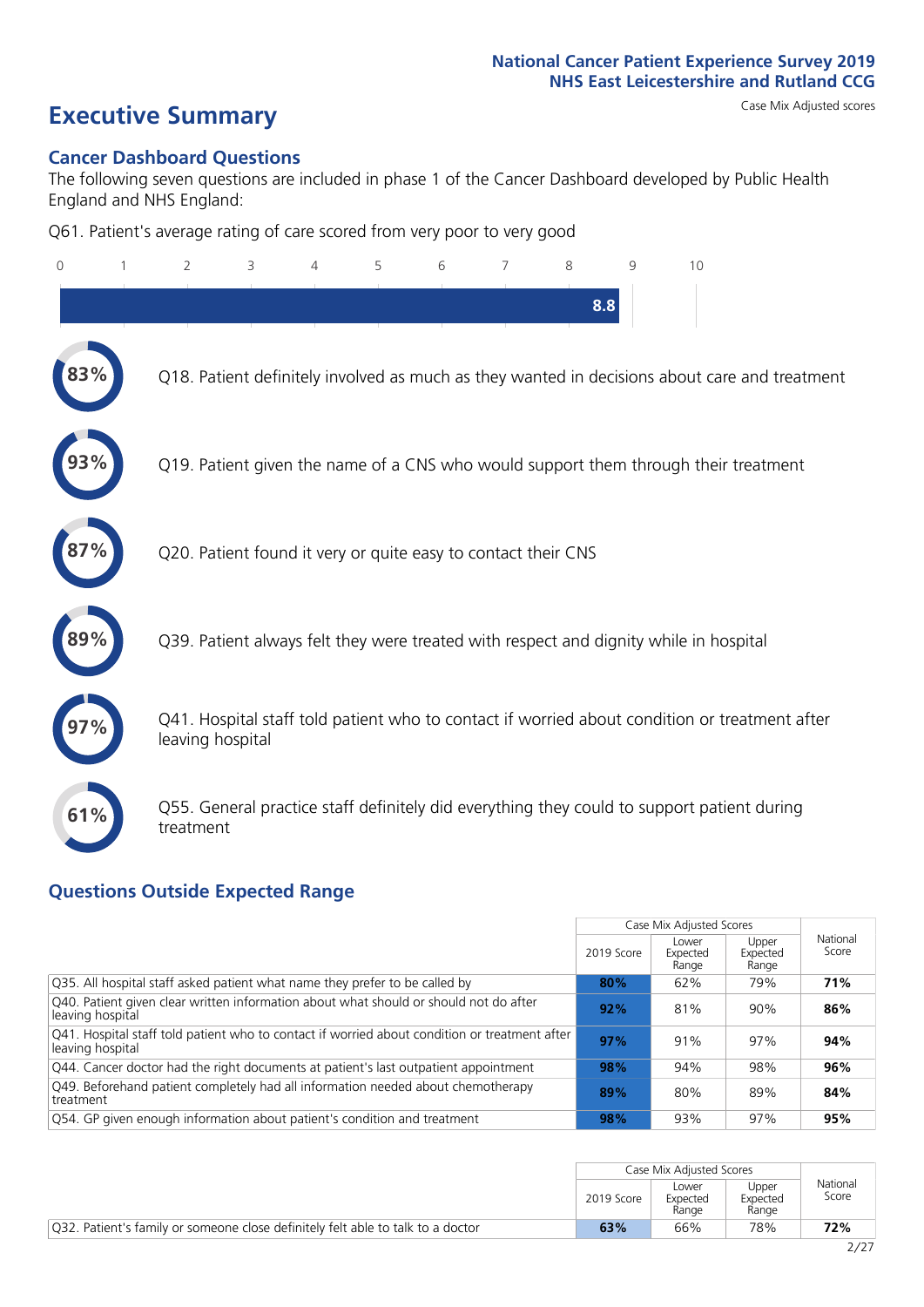# Executive Summary

Case Mix Adjusted scores

## Cancer Dashboard Questions

The following seven questions are included in phase 1 of the Cancer Dashboard developed by Public Health England and NHS England:

Q61. Patient's average rating of care scored from very poor to very good

**8.8**

**83%** Q18. Patient definitely involved as much as they wanted in decisions about care and treatment

**93%** Q19. Patient given the name of a CNS who would support them through their treatment

**87%** Q20. Patient found it very or quite easy to contact their CNS

**89%** Q39. Patient always felt they were treated with respect and dignity while in hospital

**97%** Q41. Hospital staff told patient who to contact if worried about condition or treatment after leaving hospital

**61%** Q55. General practice staff definitely did everything they could to support patient during treatment

## Questions Outside Expected Range

| | Case Mix Adjusted Scores | | | National Score |
|---|---|---|---|---|
| | 2019 Score | Lower Expected Range | Upper Expected Range | |
| Q35. All hospital staff asked patient what name they prefer to be called by | **80%** | 62% | 79% | **71%** |
| Q40. Patient given clear written information about what should or should not do after leaving hospital | **92%** | 81% | 90% | **86%** |
| Q41. Hospital staff told patient who to contact if worried about condition or treatment after leaving hospital | **97%** | 91% | 97% | **94%** |
| Q44. Cancer doctor had the right documents at patient's last outpatient appointment | **98%** | 94% | 98% | **96%** |
| Q49. Beforehand patient completely had all information needed about chemotherapy treatment | **89%** | 80% | 89% | **84%** |
| Q54. GP given enough information about patient's condition and treatment | **98%** | 93% | 97% | **95%** |

| | Case Mix Adjusted Scores | | | National Score |
|---|---|---|---|---|
| | 2019 Score | Lower Expected Range | Upper Expected Range | |
| Q32. Patient's family or someone close definitely felt able to talk to a doctor | **63%** | 66% | 78% | **72%** |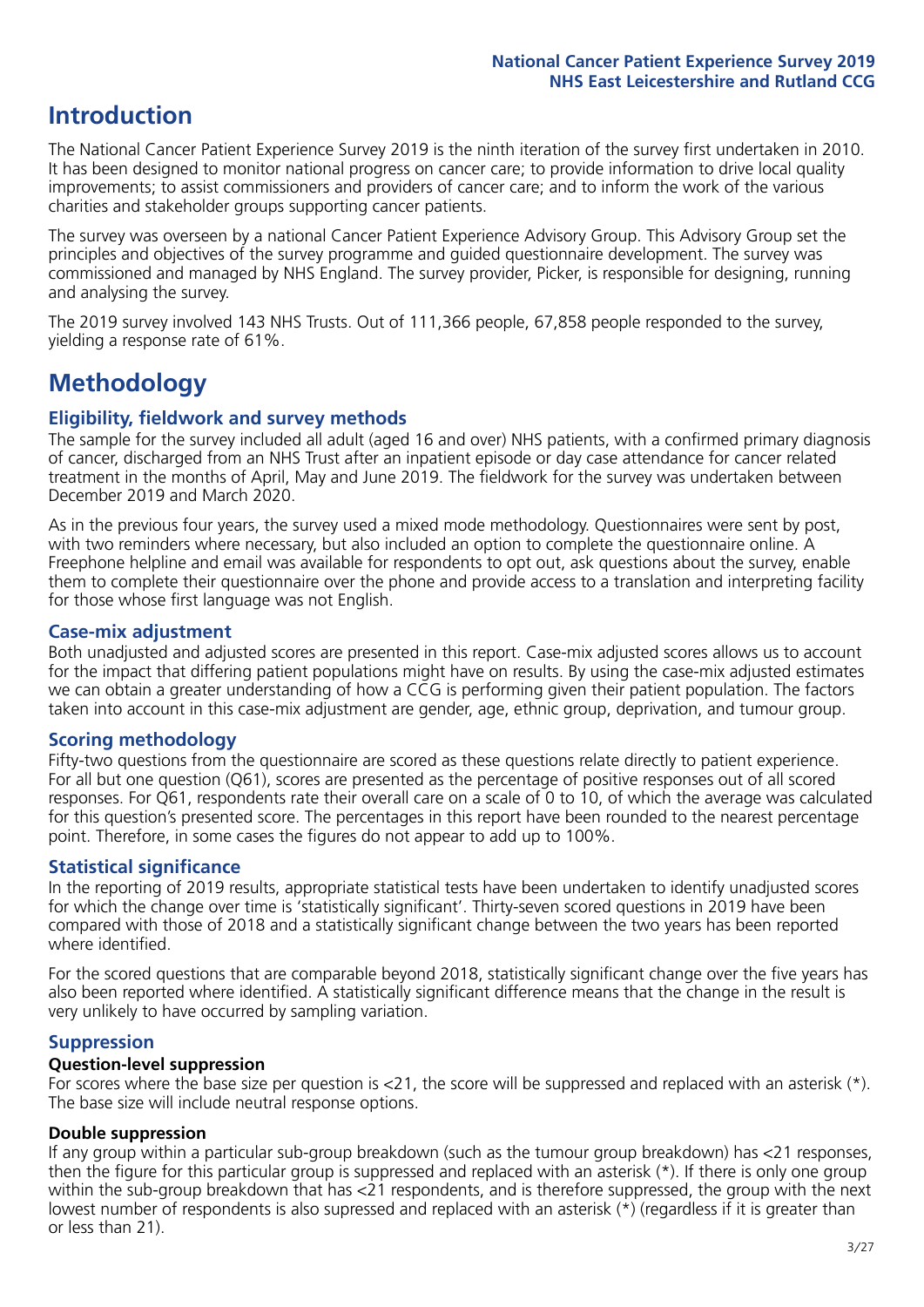# Introduction

The National Cancer Patient Experience Survey 2019 is the ninth iteration of the survey first undertaken in 2010. It has been designed to monitor national progress on cancer care; to provide information to drive local quality improvements; to assist commissioners and providers of cancer care; and to inform the work of the various charities and stakeholder groups supporting cancer patients.

The survey was overseen by a national Cancer Patient Experience Advisory Group. This Advisory Group set the principles and objectives of the survey programme and guided questionnaire development. The survey was commissioned and managed by NHS England. The survey provider, Picker, is responsible for designing, running and analysing the survey.

The 2019 survey involved 143 NHS Trusts. Out of 111,366 people, 67,858 people responded to the survey, yielding a response rate of 61%.

# Methodology

### Eligibility, fieldwork and survey methods

The sample for the survey included all adult (aged 16 and over) NHS patients, with a confirmed primary diagnosis of cancer, discharged from an NHS Trust after an inpatient episode or day case attendance for cancer related treatment in the months of April, May and June 2019. The fieldwork for the survey was undertaken between December 2019 and March 2020.

As in the previous four years, the survey used a mixed mode methodology. Questionnaires were sent by post, with two reminders where necessary, but also included an option to complete the questionnaire online. A Freephone helpline and email was available for respondents to opt out, ask questions about the survey, enable them to complete their questionnaire over the phone and provide access to a translation and interpreting facility for those whose first language was not English.

### Case-mix adjustment

Both unadjusted and adjusted scores are presented in this report. Case-mix adjusted scores allows us to account for the impact that differing patient populations might have on results. By using the case-mix adjusted estimates we can obtain a greater understanding of how a CCG is performing given their patient population. The factors taken into account in this case-mix adjustment are gender, age, ethnic group, deprivation, and tumour group.

### Scoring methodology

Fifty-two questions from the questionnaire are scored as these questions relate directly to patient experience. For all but one question (Q61), scores are presented as the percentage of positive responses out of all scored responses. For Q61, respondents rate their overall care on a scale of 0 to 10, of which the average was calculated for this question's presented score. The percentages in this report have been rounded to the nearest percentage point. Therefore, in some cases the figures do not appear to add up to 100%.

### Statistical significance

In the reporting of 2019 results, appropriate statistical tests have been undertaken to identify unadjusted scores for which the change over time is 'statistically significant'. Thirty-seven scored questions in 2019 have been compared with those of 2018 and a statistically significant change between the two years has been reported where identified.

For the scored questions that are comparable beyond 2018, statistically significant change over the five years has also been reported where identified. A statistically significant difference means that the change in the result is very unlikely to have occurred by sampling variation.

### Suppression

#### Question-level suppression

For scores where the base size per question is <21, the score will be suppressed and replaced with an asterisk (*). The base size will include neutral response options.

#### Double suppression

If any group within a particular sub-group breakdown (such as the tumour group breakdown) has <21 responses, then the figure for this particular group is suppressed and replaced with an asterisk (*). If there is only one group within the sub-group breakdown that has <21 respondents, and is therefore suppressed, the group with the next lowest number of respondents is also supressed and replaced with an asterisk (*) (regardless if it is greater than or less than 21).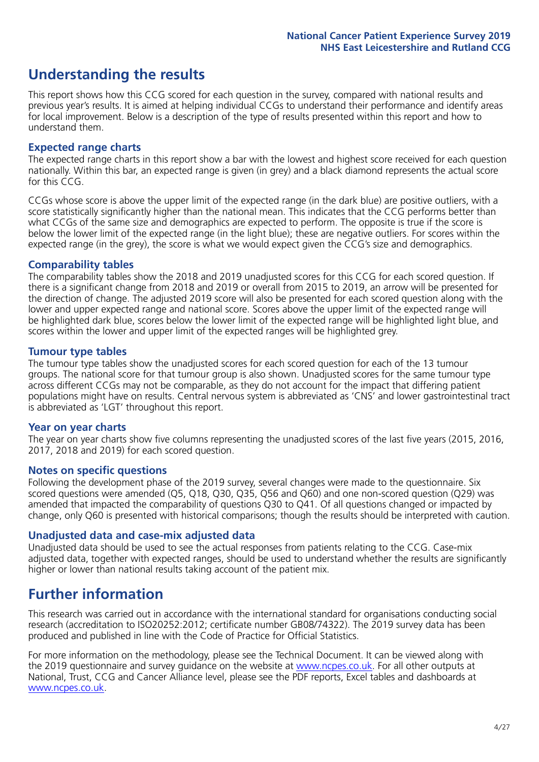# Understanding the results

This report shows how this CCG scored for each question in the survey, compared with national results and previous year's results. It is aimed at helping individual CCGs to understand their performance and identify areas for local improvement. Below is a description of the type of results presented within this report and how to understand them.

## Expected range charts

The expected range charts in this report show a bar with the lowest and highest score received for each question nationally. Within this bar, an expected range is given (in grey) and a black diamond represents the actual score for this CCG.

CCGs whose score is above the upper limit of the expected range (in the dark blue) are positive outliers, with a score statistically significantly higher than the national mean. This indicates that the CCG performs better than what CCGs of the same size and demographics are expected to perform. The opposite is true if the score is below the lower limit of the expected range (in the light blue); these are negative outliers. For scores within the expected range (in the grey), the score is what we would expect given the CCG's size and demographics.

## Comparability tables

The comparability tables show the 2018 and 2019 unadjusted scores for this CCG for each scored question. If there is a significant change from 2018 and 2019 or overall from 2015 to 2019, an arrow will be presented for the direction of change. The adjusted 2019 score will also be presented for each scored question along with the lower and upper expected range and national score. Scores above the upper limit of the expected range will be highlighted dark blue, scores below the lower limit of the expected range will be highlighted light blue, and scores within the lower and upper limit of the expected ranges will be highlighted grey.

## Tumour type tables

The tumour type tables show the unadjusted scores for each scored question for each of the 13 tumour groups. The national score for that tumour group is also shown. Unadjusted scores for the same tumour type across different CCGs may not be comparable, as they do not account for the impact that differing patient populations might have on results. Central nervous system is abbreviated as 'CNS' and lower gastrointestinal tract is abbreviated as 'LGT' throughout this report.

## Year on year charts

The year on year charts show five columns representing the unadjusted scores of the last five years (2015, 2016, 2017, 2018 and 2019) for each scored question.

## Notes on specific questions

Following the development phase of the 2019 survey, several changes were made to the questionnaire. Six scored questions were amended (Q5, Q18, Q30, Q35, Q56 and Q60) and one non-scored question (Q29) was amended that impacted the comparability of questions Q30 to Q41. Of all questions changed or impacted by change, only Q60 is presented with historical comparisons; though the results should be interpreted with caution.

## Unadjusted data and case-mix adjusted data

Unadjusted data should be used to see the actual responses from patients relating to the CCG. Case-mix adjusted data, together with expected ranges, should be used to understand whether the results are significantly higher or lower than national results taking account of the patient mix.

# Further information

This research was carried out in accordance with the international standard for organisations conducting social research (accreditation to ISO20252:2012; certificate number GB08/74322). The 2019 survey data has been produced and published in line with the Code of Practice for Official Statistics.

For more information on the methodology, please see the Technical Document. It can be viewed along with the 2019 questionnaire and survey guidance on the website at www.ncpes.co.uk. For all other outputs at National, Trust, CCG and Cancer Alliance level, please see the PDF reports, Excel tables and dashboards at www.ncpes.co.uk.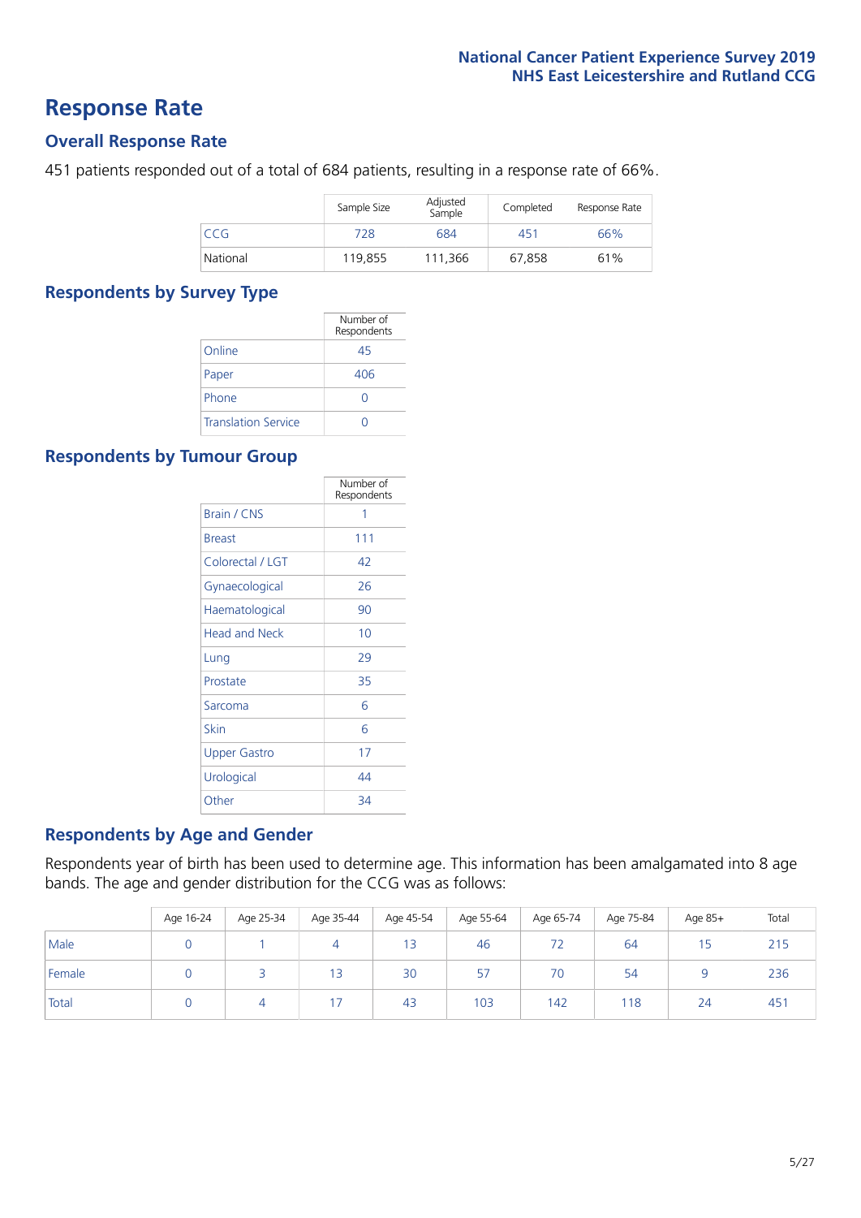# Response Rate

## Overall Response Rate

451 patients responded out of a total of 684 patients, resulting in a response rate of 66%.

| | Sample Size | Adjusted Sample | Completed | Response Rate |
|---|---|---|---|---|
| CCG | 728 | 684 | 451 | 66% |
| National | 119,855 | 111,366 | 67,858 | 61% |

## Respondents by Survey Type

| | Number of Respondents |
|---|---|
| Online | 45 |
| Paper | 406 |
| Phone | 0 |
| Translation Service | 0 |

## Respondents by Tumour Group

| | Number of Respondents |
|---|---|
| Brain / CNS | 1 |
| Breast | 111 |
| Colorectal / LGT | 42 |
| Gynaecological | 26 |
| Haematological | 90 |
| Head and Neck | 10 |
| Lung | 29 |
| Prostate | 35 |
| Sarcoma | 6 |
| Skin | 6 |
| Upper Gastro | 17 |
| Urological | 44 |
| Other | 34 |

## Respondents by Age and Gender

Respondents year of birth has been used to determine age. This information has been amalgamated into 8 age bands. The age and gender distribution for the CCG was as follows:

| | Age 16-24 | Age 25-34 | Age 35-44 | Age 45-54 | Age 55-64 | Age 65-74 | Age 75-84 | Age 85+ | Total |
|---|---|---|---|---|---|---|---|---|---|
| Male | 0 | 1 | 4 | 13 | 46 | 72 | 64 | 15 | 215 |
| Female | 0 | 3 | 13 | 30 | 57 | 70 | 54 | 9 | 236 |
| Total | 0 | 4 | 17 | 43 | 103 | 142 | 118 | 24 | 451 |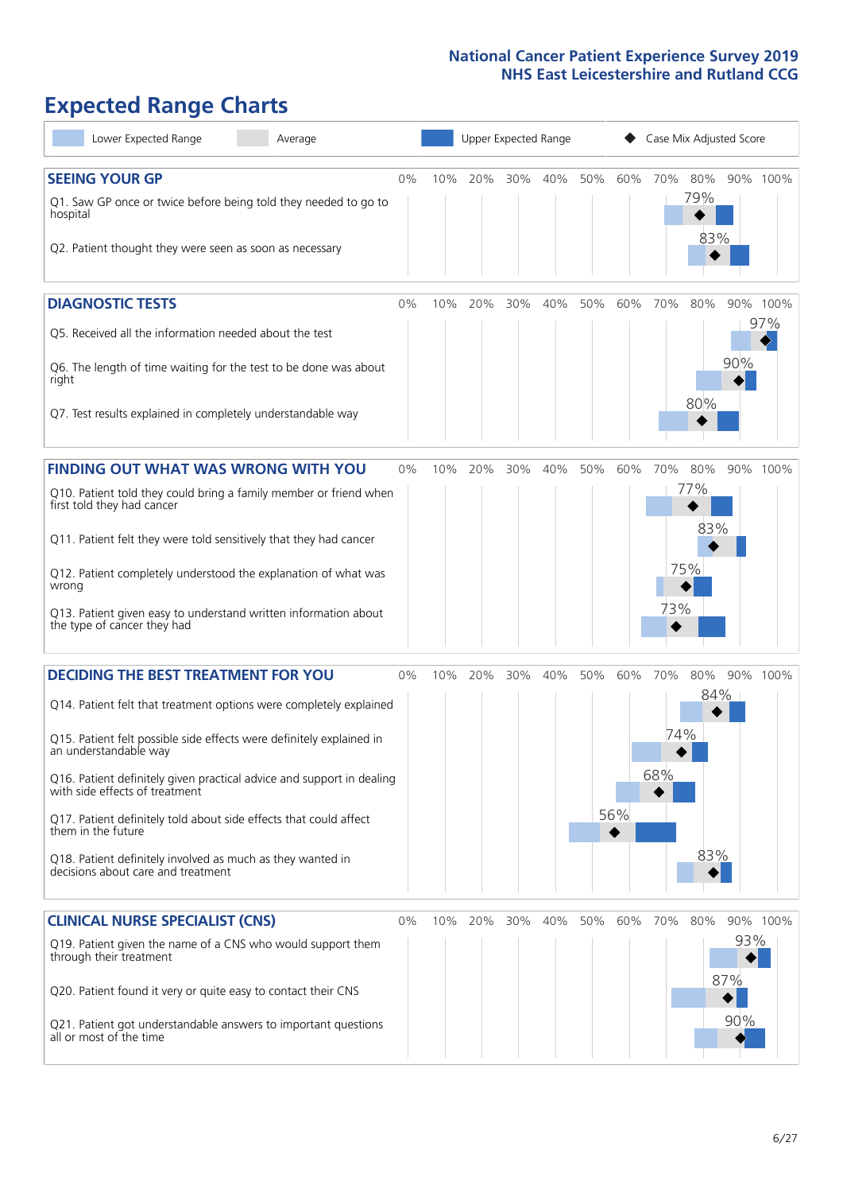# Expected Range Charts

Lower Expected Range | Average | Upper Expected Range | Case Mix Adjusted Score

## SEEING YOUR GP

| Question | Case Mix Adjusted Score |
|---|---|
| Q1. Saw GP once or twice before being told they needed to go to hospital | 79% |
| Q2. Patient thought they were seen as soon as necessary | 83% |

## DIAGNOSTIC TESTS

| Question | Case Mix Adjusted Score |
|---|---|
| Q5. Received all the information needed about the test | 97% |
| Q6. The length of time waiting for the test to be done was about right | 90% |
| Q7. Test results explained in completely understandable way | 80% |

## FINDING OUT WHAT WAS WRONG WITH YOU

| Question | Case Mix Adjusted Score |
|---|---|
| Q10. Patient told they could bring a family member or friend when first told they had cancer | 77% |
| Q11. Patient felt they were told sensitively that they had cancer | 83% |
| Q12. Patient completely understood the explanation of what was wrong | 75% |
| Q13. Patient given easy to understand written information about the type of cancer they had | 73% |

## DECIDING THE BEST TREATMENT FOR YOU

| Question | Case Mix Adjusted Score |
|---|---|
| Q14. Patient felt that treatment options were completely explained | 84% |
| Q15. Patient felt possible side effects were definitely explained in an understandable way | 74% |
| Q16. Patient definitely given practical advice and support in dealing with side effects of treatment | 68% |
| Q17. Patient definitely told about side effects that could affect them in the future | 56% |
| Q18. Patient definitely involved as much as they wanted in decisions about care and treatment | 83% |

## CLINICAL NURSE SPECIALIST (CNS)

| Question | Case Mix Adjusted Score |
|---|---|
| Q19. Patient given the name of a CNS who would support them through their treatment | 93% |
| Q20. Patient found it very or quite easy to contact their CNS | 87% |
| Q21. Patient got understandable answers to important questions all or most of the time | 90% |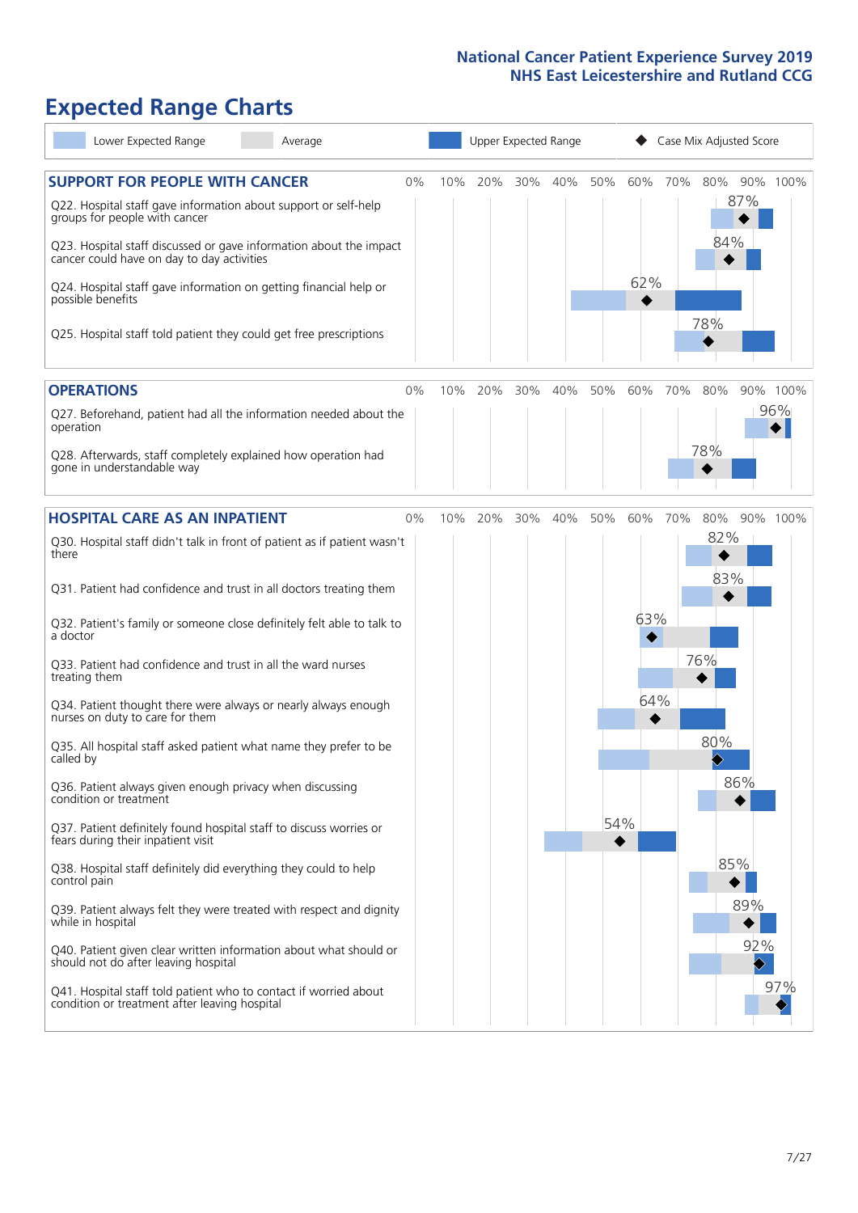# Expected Range Charts

Legend: Lower Expected Range | Average | Upper Expected Range | Case Mix Adjusted Score

## SUPPORT FOR PEOPLE WITH CANCER

| Question | Case Mix Adjusted Score |
|---|---|
| Q22. Hospital staff gave information about support or self-help groups for people with cancer | 87% |
| Q23. Hospital staff discussed or gave information about the impact cancer could have on day to day activities | 84% |
| Q24. Hospital staff gave information on getting financial help or possible benefits | 62% |
| Q25. Hospital staff told patient they could get free prescriptions | 78% |

## OPERATIONS

| Question | Case Mix Adjusted Score |
|---|---|
| Q27. Beforehand, patient had all the information needed about the operation | 96% |
| Q28. Afterwards, staff completely explained how operation had gone in understandable way | 78% |

## HOSPITAL CARE AS AN INPATIENT

| Question | Case Mix Adjusted Score |
|---|---|
| Q30. Hospital staff didn't talk in front of patient as if patient wasn't there | 82% |
| Q31. Patient had confidence and trust in all doctors treating them | 83% |
| Q32. Patient's family or someone close definitely felt able to talk to a doctor | 63% |
| Q33. Patient had confidence and trust in all the ward nurses treating them | 76% |
| Q34. Patient thought there were always or nearly always enough nurses on duty to care for them | 64% |
| Q35. All hospital staff asked patient what name they prefer to be called by | 80% |
| Q36. Patient always given enough privacy when discussing condition or treatment | 86% |
| Q37. Patient definitely found hospital staff to discuss worries or fears during their inpatient visit | 54% |
| Q38. Hospital staff definitely did everything they could to help control pain | 85% |
| Q39. Patient always felt they were treated with respect and dignity while in hospital | 89% |
| Q40. Patient given clear written information about what should or should not do after leaving hospital | 92% |
| Q41. Hospital staff told patient who to contact if worried about condition or treatment after leaving hospital | 97% |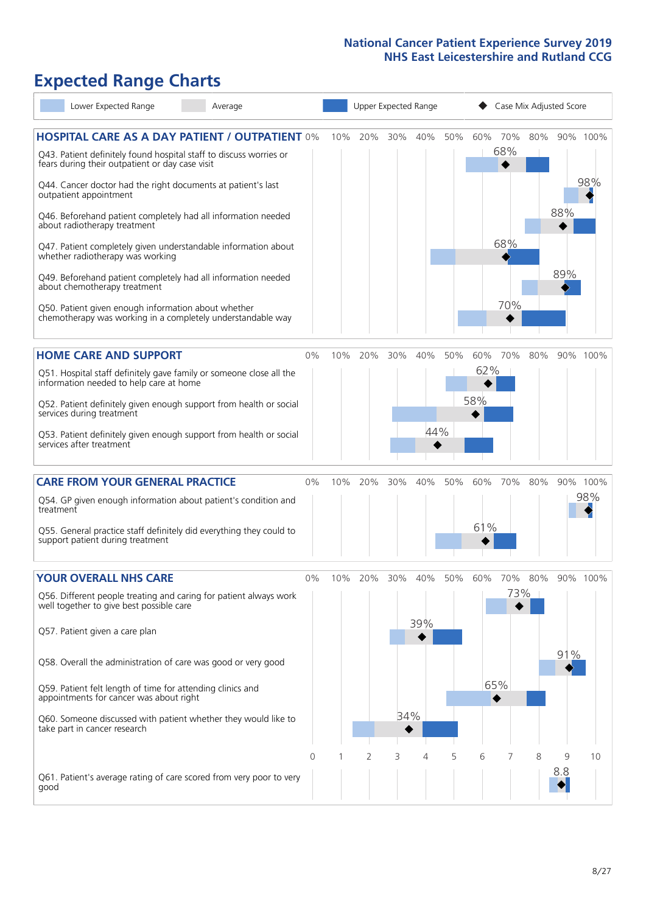# Expected Range Charts

Lower Expected Range | Average | Upper Expected Range | Case Mix Adjusted Score

## HOSPITAL CARE AS A DAY PATIENT / OUTPATIENT

| Question | Case Mix Adjusted Score |
|---|---|
| Q43. Patient definitely found hospital staff to discuss worries or fears during their outpatient or day case visit | 68% |
| Q44. Cancer doctor had the right documents at patient's last outpatient appointment | 98% |
| Q46. Beforehand patient completely had all information needed about radiotherapy treatment | 88% |
| Q47. Patient completely given understandable information about whether radiotherapy treatment was working | 68% |
| Q49. Beforehand patient completely had all information needed about chemotherapy treatment | 89% |
| Q50. Patient given enough information about whether chemotherapy was working in a completely understandable way | 70% |

## HOME CARE AND SUPPORT

| Question | Case Mix Adjusted Score |
|---|---|
| Q51. Hospital staff definitely gave family or someone close all the information needed to help care at home | 62% |
| Q52. Patient definitely given enough support from health or social services during treatment | 58% |
| Q53. Patient definitely given enough support from health or social services after treatment | 44% |

## CARE FROM YOUR GENERAL PRACTICE

| Question | Case Mix Adjusted Score |
|---|---|
| Q54. GP given enough information about patient's condition and treatment | 98% |
| Q55. General practice staff definitely did everything they could to support patient during treatment | 61% |

## YOUR OVERALL NHS CARE

| Question | Case Mix Adjusted Score |
|---|---|
| Q56. Different people treating and caring for patient always work well together to give best possible care | 73% |
| Q57. Patient given a care plan | 39% |
| Q58. Overall the administration of care was good or very good | 91% |
| Q59. Patient felt length of time for attending clinics and appointments for cancer was about right | 65% |
| Q60. Someone discussed with patient whether they would like to take part in cancer research | 34% |
| Q61. Patient's average rating of care scored from very poor to very good | 8.8 |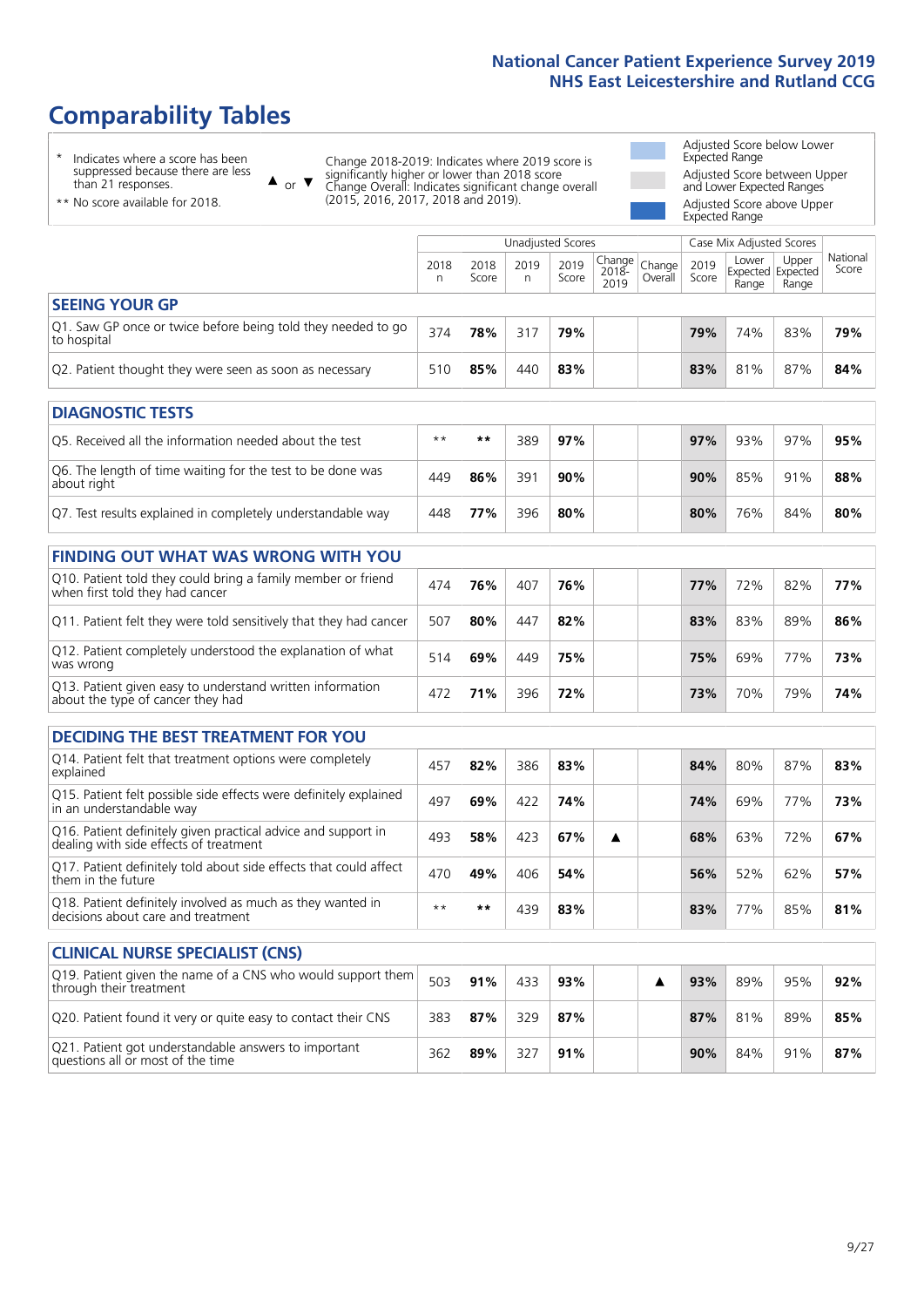# Comparability Tables

\* Indicates where a score has been suppressed because there are less than 21 responses.

\*\* No score available for 2018.

▲ or ▼ Change 2018-2019: Indicates where 2019 score is significantly higher or lower than 2018 score. Change Overall: Indicates significant change overall (2015, 2016, 2017, 2018 and 2019).

Adjusted Score below Lower Expected Range

Adjusted Score between Upper and Lower Expected Ranges

Adjusted Score above Upper Expected Range

| | Unadjusted Scores | | | | | | Case Mix Adjusted Scores | | | National Score |
|---|---|---|---|---|---|---|---|---|---|---|
| | 2018 n | 2018 Score | 2019 n | 2019 Score | Change 2018-2019 | Change Overall | 2019 Score | Lower Expected Range | Upper Expected Range | |
| **SEEING YOUR GP** | | | | | | | | | | |
| Q1. Saw GP once or twice before being told they needed to go to hospital | 374 | **78%** | 317 | **79%** | | | **79%** | 74% | 83% | **79%** |
| Q2. Patient thought they were seen as soon as necessary | 510 | **85%** | 440 | **83%** | | | **83%** | 81% | 87% | **84%** |
| **DIAGNOSTIC TESTS** | | | | | | | | | | |
| Q5. Received all the information needed about the test | ** | ** | 389 | **97%** | | | **97%** | 93% | 97% | **95%** |
| Q6. The length of time waiting for the test to be done was about right | 449 | **86%** | 391 | **90%** | | | **90%** | 85% | 91% | **88%** |
| Q7. Test results explained in completely understandable way | 448 | **77%** | 396 | **80%** | | | **80%** | 76% | 84% | **80%** |
| **FINDING OUT WHAT WAS WRONG WITH YOU** | | | | | | | | | | |
| Q10. Patient told they could bring a family member or friend when first told they had cancer | 474 | **76%** | 407 | **76%** | | | **77%** | 72% | 82% | **77%** |
| Q11. Patient felt they were told sensitively that they had cancer | 507 | **80%** | 447 | **82%** | | | **83%** | 83% | 89% | **86%** |
| Q12. Patient completely understood the explanation of what was wrong | 514 | **69%** | 449 | **75%** | | | **75%** | 69% | 77% | **73%** |
| Q13. Patient given easy to understand written information about the type of cancer they had | 472 | **71%** | 396 | **72%** | | | **73%** | 70% | 79% | **74%** |
| **DECIDING THE BEST TREATMENT FOR YOU** | | | | | | | | | | |
| Q14. Patient felt that treatment options were completely explained | 457 | **82%** | 386 | **83%** | | | **84%** | 80% | 87% | **83%** |
| Q15. Patient felt possible side effects were definitely explained in an understandable way | 497 | **69%** | 422 | **74%** | | | **74%** | 69% | 77% | **73%** |
| Q16. Patient definitely given practical advice and support in dealing with side effects of treatment | 493 | **58%** | 423 | **67%** | ▲ | | **68%** | 63% | 72% | **67%** |
| Q17. Patient definitely told about side effects that could affect them in the future | 470 | **49%** | 406 | **54%** | | | **56%** | 52% | 62% | **57%** |
| Q18. Patient definitely involved as much as they wanted in decisions about care and treatment | ** | ** | 439 | **83%** | | | **83%** | 77% | 85% | **81%** |
| **CLINICAL NURSE SPECIALIST (CNS)** | | | | | | | | | | |
| Q19. Patient given the name of a CNS who would support them through their treatment | 503 | **91%** | 433 | **93%** | | ▲ | **93%** | 89% | 95% | **92%** |
| Q20. Patient found it very or quite easy to contact their CNS | 383 | **87%** | 329 | **87%** | | | **87%** | 81% | 89% | **85%** |
| Q21. Patient got understandable answers to important questions all or most of the time | 362 | **89%** | 327 | **91%** | | | **90%** | 84% | 91% | **87%** |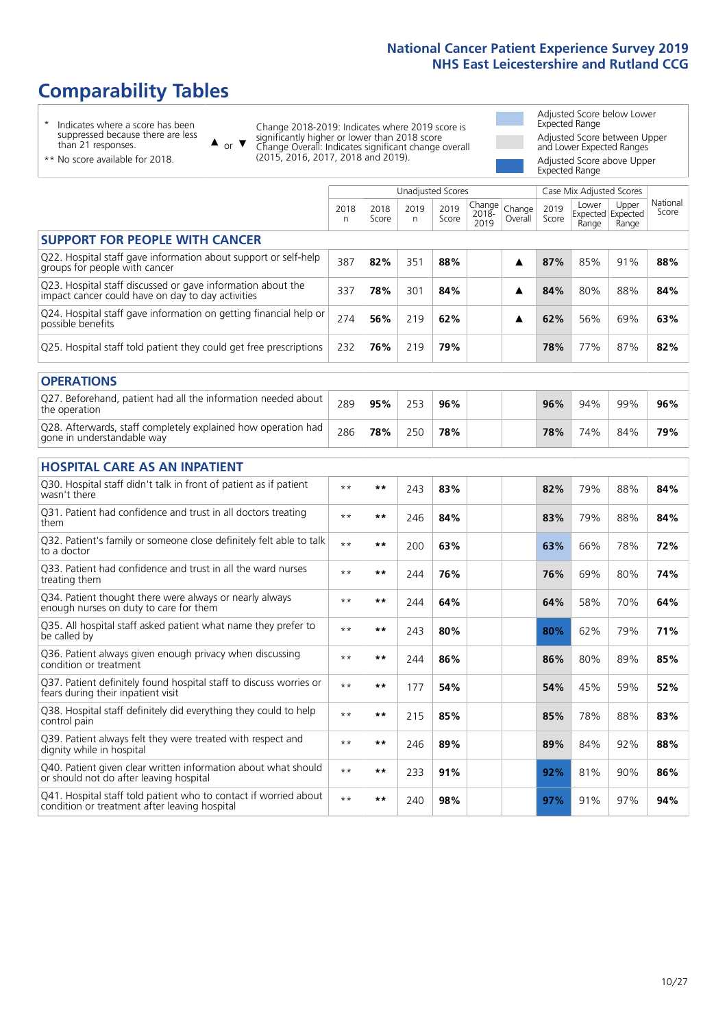# Comparability Tables

- \* Indicates where a score has been suppressed because there are less than 21 responses.
- ** No score available for 2018.

▲ or ▼ Change 2018-2019: Indicates where 2019 score is significantly higher or lower than 2018 score. Change Overall: Indicates significant change overall (2015, 2016, 2017, 2018 and 2019).

- Adjusted Score below Lower Expected Range
- Adjusted Score between Upper and Lower Expected Ranges
- Adjusted Score above Upper Expected Range

| | Unadjusted Scores | | | | | | Case Mix Adjusted Scores | | | |
|---|---|---|---|---|---|---|---|---|---|---|
| | 2018 n | 2018 Score | 2019 n | 2019 Score | Change 2018-2019 | Change Overall | 2019 Score | Lower Expected Range | Upper Expected Range | National Score |
| **SUPPORT FOR PEOPLE WITH CANCER** | | | | | | | | | | |
| Q22. Hospital staff gave information about support or self-help groups for people with cancer | 387 | **82%** | 351 | **88%** | | ▲ | **87%** | 85% | 91% | **88%** |
| Q23. Hospital staff discussed or gave information about the impact cancer could have on day to day activities | 337 | **78%** | 301 | **84%** | | ▲ | **84%** | 80% | 88% | **84%** |
| Q24. Hospital staff gave information on getting financial help or possible benefits | 274 | **56%** | 219 | **62%** | | ▲ | **62%** | 56% | 69% | **63%** |
| Q25. Hospital staff told patient they could get free prescriptions | 232 | **76%** | 219 | **79%** | | | **78%** | 77% | 87% | **82%** |
| **OPERATIONS** | | | | | | | | | | |
| Q27. Beforehand, patient had all the information needed about the operation | 289 | **95%** | 253 | **96%** | | | **96%** | 94% | 99% | **96%** |
| Q28. Afterwards, staff completely explained how operation had gone in understandable way | 286 | **78%** | 250 | **78%** | | | **78%** | 74% | 84% | **79%** |
| **HOSPITAL CARE AS AN INPATIENT** | | | | | | | | | | |
| Q30. Hospital staff didn't talk in front of patient as if patient wasn't there | ** | ** | 243 | **83%** | | | **82%** | 79% | 88% | **84%** |
| Q31. Patient had confidence and trust in all doctors treating them | ** | ** | 246 | **84%** | | | **83%** | 79% | 88% | **84%** |
| Q32. Patient's family or someone close definitely felt able to talk to a doctor | ** | ** | 200 | **63%** | | | **63%** | 66% | 78% | **72%** |
| Q33. Patient had confidence and trust in all the ward nurses treating them | ** | ** | 244 | **76%** | | | **76%** | 69% | 80% | **74%** |
| Q34. Patient thought there were always or nearly always enough nurses on duty to care for them | ** | ** | 244 | **64%** | | | **64%** | 58% | 70% | **64%** |
| Q35. All hospital staff asked patient what name they prefer to be called by | ** | ** | 243 | **80%** | | | **80%** | 62% | 79% | **71%** |
| Q36. Patient always given enough privacy when discussing condition or treatment | ** | ** | 244 | **86%** | | | **86%** | 80% | 89% | **85%** |
| Q37. Patient definitely found hospital staff to discuss worries or fears during their inpatient visit | ** | ** | 177 | **54%** | | | **54%** | 45% | 59% | **52%** |
| Q38. Hospital staff definitely did everything they could to help control pain | ** | ** | 215 | **85%** | | | **85%** | 78% | 88% | **83%** |
| Q39. Patient always felt they were treated with respect and dignity while in hospital | ** | ** | 246 | **89%** | | | **89%** | 84% | 92% | **88%** |
| Q40. Patient given clear written information about what should or should not do after leaving hospital | ** | ** | 233 | **91%** | | | **92%** | 81% | 90% | **86%** |
| Q41. Hospital staff told patient who to contact if worried about condition or treatment after leaving hospital | ** | ** | 240 | **98%** | | | **97%** | 91% | 97% | **94%** |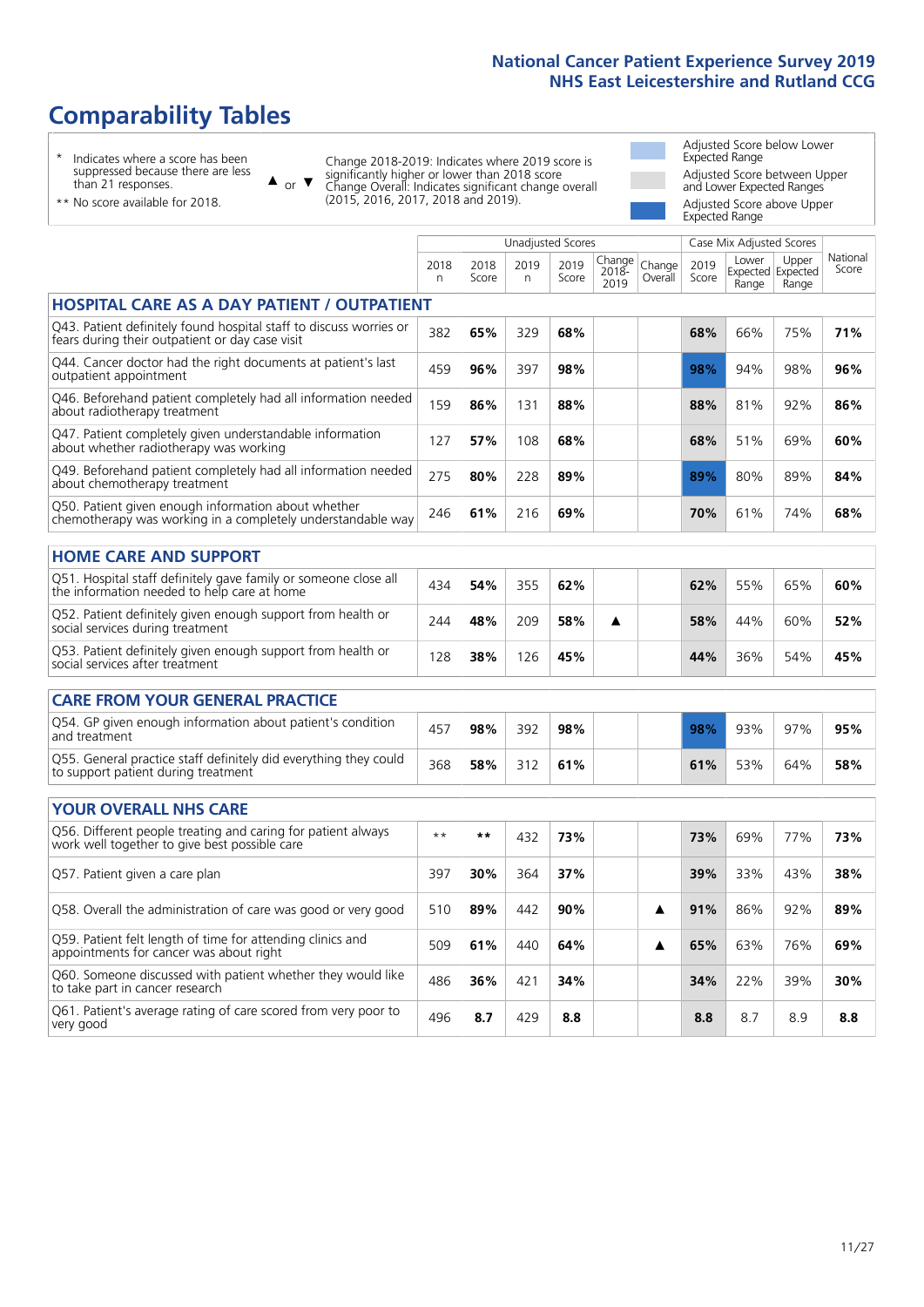# National Cancer Patient Experience Survey 2019
# NHS East Leicestershire and Rutland CCG

## Comparability Tables

\* Indicates where a score has been suppressed because there are less than 21 responses.

** No score available for 2018.

▲ or ▼ Change 2018-2019: Indicates where 2019 score is significantly higher or lower than 2018 score. Change Overall: Indicates significant change overall (2015, 2016, 2017, 2018 and 2019).

- Adjusted Score below Lower Expected Range
- Adjusted Score between Upper and Lower Expected Ranges
- Adjusted Score above Upper Expected Range

| | Unadjusted Scores | | | | | | Case Mix Adjusted Scores | | | National Score |
|---|---|---|---|---|---|---|---|---|---|---|
| | 2018 n | 2018 Score | 2019 n | 2019 Score | Change 2018-2019 | Change Overall | 2019 Score | Lower Expected Range | Upper Expected Range | National Score |
| **HOSPITAL CARE AS A DAY PATIENT / OUTPATIENT** | | | | | | | | | | |
| Q43. Patient definitely found hospital staff to discuss worries or fears during their outpatient or day case visit | 382 | **65%** | 329 | **68%** | | | **68%** | 66% | 75% | **71%** |
| Q44. Cancer doctor had the right documents at patient's last outpatient appointment | 459 | **96%** | 397 | **98%** | | | **98%** | 94% | 98% | **96%** |
| Q46. Beforehand patient completely had all information needed about radiotherapy treatment | 159 | **86%** | 131 | **88%** | | | **88%** | 81% | 92% | **86%** |
| Q47. Patient completely given understandable information about whether radiotherapy was working | 127 | **57%** | 108 | **68%** | | | **68%** | 51% | 69% | **60%** |
| Q49. Beforehand patient completely had all information needed about chemotherapy treatment | 275 | **80%** | 228 | **89%** | | | **89%** | 80% | 89% | **84%** |
| Q50. Patient given enough information about whether chemotherapy was working in a completely understandable way | 246 | **61%** | 216 | **69%** | | | **70%** | 61% | 74% | **68%** |
| **HOME CARE AND SUPPORT** | | | | | | | | | | |
| Q51. Hospital staff definitely gave family or someone close all the information needed to help care at home | 434 | **54%** | 355 | **62%** | | | **62%** | 55% | 65% | **60%** |
| Q52. Patient definitely given enough support from health or social services during treatment | 244 | **48%** | 209 | **58%** | ▲ | | **58%** | 44% | 60% | **52%** |
| Q53. Patient definitely given enough support from health or social services after treatment | 128 | **38%** | 126 | **45%** | | | **44%** | 36% | 54% | **45%** |
| **CARE FROM YOUR GENERAL PRACTICE** | | | | | | | | | | |
| Q54. GP given enough information about patient's condition and treatment | 457 | **98%** | 392 | **98%** | | | **98%** | 93% | 97% | **95%** |
| Q55. General practice staff definitely did everything they could to support patient during treatment | 368 | **58%** | 312 | **61%** | | | **61%** | 53% | 64% | **58%** |
| **YOUR OVERALL NHS CARE** | | | | | | | | | | |
| Q56. Different people treating and caring for patient always work well together to give best possible care | ** | ** | 432 | **73%** | | | **73%** | 69% | 77% | **73%** |
| Q57. Patient given a care plan | 397 | **30%** | 364 | **37%** | | | **39%** | 33% | 43% | **38%** |
| Q58. Overall the administration of care was good or very good | 510 | **89%** | 442 | **90%** | | ▲ | **91%** | 86% | 92% | **89%** |
| Q59. Patient felt length of time for attending clinics and appointments for cancer was about right | 509 | **61%** | 440 | **64%** | | ▲ | **65%** | 63% | 76% | **69%** |
| Q60. Someone discussed with patient whether they would like to take part in cancer research | 486 | **36%** | 421 | **34%** | | | **34%** | 22% | 39% | **30%** |
| Q61. Patient's average rating of care scored from very poor to very good | 496 | **8.7** | 429 | **8.8** | | | **8.8** | 8.7 | 8.9 | **8.8** |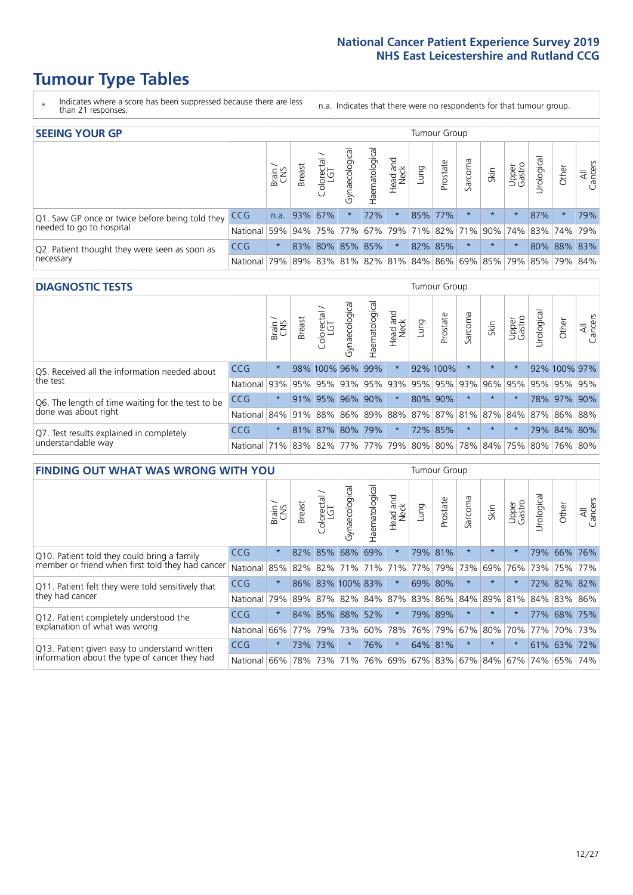# Tumour Type Tables

\* Indicates where a score has been suppressed because there are less than 21 responses.

n.a. Indicates that there were no respondents for that tumour group.

## SEEING YOUR GP

| | | Brain / CNS | Breast | Colorectal / LGT | Gynaecological | Haematological | Head and Neck | Lung | Prostate | Sarcoma | Skin | Upper Gastro | Urological | Other | All Cancers |
|---|---|---|---|---|---|---|---|---|---|---|---|---|---|---|---|
| Q1. Saw GP once or twice before being told they needed to go to hospital | CCG | n.a. | 93% | 67% | * | 72% | * | 85% | 77% | * | * | * | 87% | * | 79% |
| | National | 59% | 94% | 75% | 77% | 67% | 79% | 71% | 82% | 71% | 90% | 74% | 83% | 74% | 79% |
| Q2. Patient thought they were seen as soon as necessary | CCG | * | 83% | 80% | 85% | 85% | * | 82% | 85% | * | * | * | 80% | 88% | 83% |
| | National | 79% | 89% | 83% | 81% | 82% | 81% | 84% | 86% | 69% | 85% | 79% | 85% | 79% | 84% |

## DIAGNOSTIC TESTS

| | | Brain / CNS | Breast | Colorectal / LGT | Gynaecological | Haematological | Head and Neck | Lung | Prostate | Sarcoma | Skin | Upper Gastro | Urological | Other | All Cancers |
|---|---|---|---|---|---|---|---|---|---|---|---|---|---|---|---|
| Q5. Received all the information needed about the test | CCG | * | 98% | 100% | 96% | 99% | * | 92% | 100% | * | * | * | 92% | 100% | 97% |
| | National | 93% | 95% | 95% | 93% | 95% | 93% | 95% | 95% | 93% | 96% | 95% | 95% | 95% | 95% |
| Q6. The length of time waiting for the test to be done was about right | CCG | * | 91% | 95% | 96% | 90% | * | 80% | 90% | * | * | * | 78% | 97% | 90% |
| | National | 84% | 91% | 88% | 86% | 89% | 88% | 87% | 87% | 81% | 87% | 84% | 87% | 86% | 88% |
| Q7. Test results explained in completely understandable way | CCG | * | 81% | 87% | 80% | 79% | * | 72% | 85% | * | * | * | 79% | 84% | 80% |
| | National | 71% | 83% | 82% | 77% | 77% | 79% | 80% | 80% | 78% | 84% | 75% | 80% | 76% | 80% |

## FINDING OUT WHAT WAS WRONG WITH YOU

| | | Brain / CNS | Breast | Colorectal / LGT | Gynaecological | Haematological | Head and Neck | Lung | Prostate | Sarcoma | Skin | Upper Gastro | Urological | Other | All Cancers |
|---|---|---|---|---|---|---|---|---|---|---|---|---|---|---|---|
| Q10. Patient told they could bring a family member or friend when first told they had cancer | CCG | * | 82% | 85% | 68% | 69% | * | 79% | 81% | * | * | * | 79% | 66% | 76% |
| | National | 85% | 82% | 82% | 71% | 71% | 71% | 77% | 79% | 73% | 69% | 76% | 73% | 75% | 77% |
| Q11. Patient felt they were told sensitively that they had cancer | CCG | * | 86% | 83% | 100% | 83% | * | 69% | 80% | * | * | * | 72% | 82% | 82% |
| | National | 79% | 89% | 87% | 82% | 84% | 87% | 83% | 86% | 84% | 89% | 81% | 84% | 83% | 86% |
| Q12. Patient completely understood the explanation of what was wrong | CCG | * | 84% | 85% | 88% | 52% | * | 79% | 89% | * | * | * | 77% | 68% | 75% |
| | National | 66% | 77% | 79% | 73% | 60% | 78% | 76% | 79% | 67% | 80% | 70% | 77% | 70% | 73% |
| Q13. Patient given easy to understand written information about the type of cancer they had | CCG | * | 73% | 73% | * | 76% | * | 64% | 81% | * | * | * | 61% | 63% | 72% |
| | National | 66% | 78% | 73% | 71% | 76% | 69% | 67% | 83% | 67% | 84% | 67% | 74% | 65% | 74% |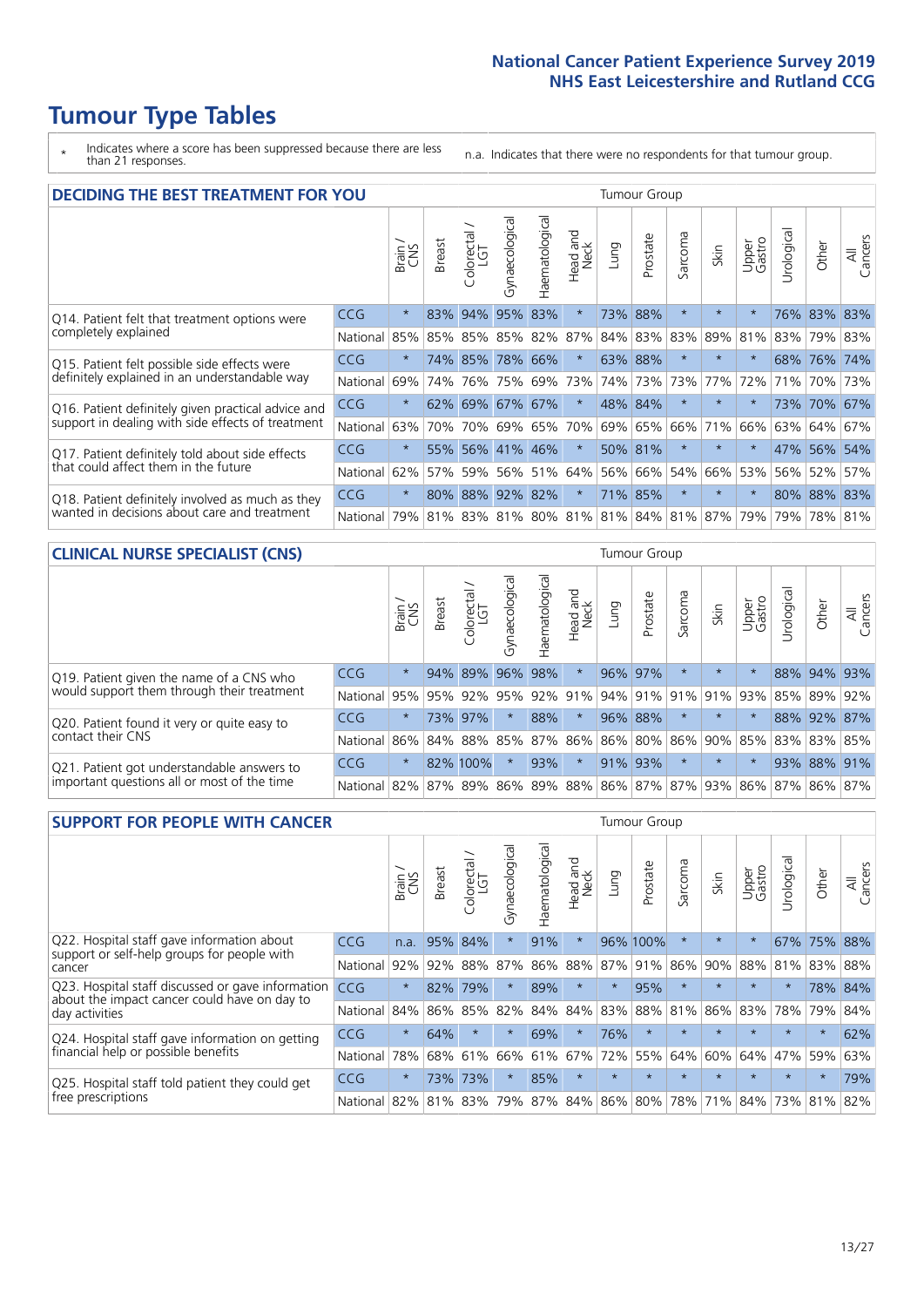# Tumour Type Tables

\* Indicates where a score has been suppressed because there are less than 21 responses.

n.a. Indicates that there were no respondents for that tumour group.

## DECIDING THE BEST TREATMENT FOR YOU

| | | Brain / CNS | Breast | Colorectal / LGT | Gynaecological | Haematological | Head and Neck | Lung | Prostate | Sarcoma | Skin | Upper Gastro | Urological | Other | All Cancers |
|---|---|---|---|---|---|---|---|---|---|---|---|---|---|---|---|
| Q14. Patient felt that treatment options were completely explained | CCG | * | 83% | 94% | 95% | 83% | * | 73% | 88% | * | * | * | 76% | 83% | 83% |
| | National | 85% | 85% | 85% | 85% | 82% | 87% | 84% | 83% | 83% | 89% | 81% | 83% | 79% | 83% |
| Q15. Patient felt possible side effects were definitely explained in an understandable way | CCG | * | 74% | 85% | 78% | 66% | * | 63% | 88% | * | * | * | 68% | 76% | 74% |
| | National | 69% | 74% | 76% | 75% | 69% | 73% | 74% | 73% | 73% | 77% | 72% | 71% | 70% | 73% |
| Q16. Patient definitely given practical advice and support in dealing with side effects of treatment | CCG | * | 62% | 69% | 67% | 67% | * | 48% | 84% | * | * | * | 73% | 70% | 67% |
| | National | 63% | 70% | 70% | 69% | 65% | 70% | 69% | 65% | 66% | 71% | 66% | 63% | 64% | 67% |
| Q17. Patient definitely told about side effects that could affect them in the future | CCG | * | 55% | 56% | 41% | 46% | * | 50% | 81% | * | * | * | 47% | 56% | 54% |
| | National | 62% | 57% | 59% | 56% | 51% | 64% | 56% | 66% | 54% | 66% | 53% | 56% | 52% | 57% |
| Q18. Patient definitely involved as much as they wanted in decisions about care and treatment | CCG | * | 80% | 88% | 92% | 82% | * | 71% | 85% | * | * | * | 80% | 88% | 83% |
| | National | 79% | 81% | 83% | 81% | 80% | 81% | 81% | 84% | 81% | 87% | 79% | 79% | 78% | 81% |

## CLINICAL NURSE SPECIALIST (CNS)

| | | Brain / CNS | Breast | Colorectal / LGT | Gynaecological | Haematological | Head and Neck | Lung | Prostate | Sarcoma | Skin | Upper Gastro | Urological | Other | All Cancers |
|---|---|---|---|---|---|---|---|---|---|---|---|---|---|---|---|
| Q19. Patient given the name of a CNS who would support them through their treatment | CCG | * | 94% | 89% | 96% | 98% | * | 96% | 97% | * | * | * | 88% | 94% | 93% |
| | National | 95% | 95% | 92% | 95% | 92% | 91% | 94% | 91% | 91% | 91% | 93% | 85% | 89% | 92% |
| Q20. Patient found it very or quite easy to contact their CNS | CCG | * | 73% | 97% | * | 88% | * | 96% | 88% | * | * | * | 88% | 92% | 87% |
| | National | 86% | 84% | 88% | 85% | 87% | 86% | 86% | 80% | 86% | 90% | 85% | 83% | 83% | 85% |
| Q21. Patient got understandable answers to important questions all or most of the time | CCG | * | 82% | 100% | * | 93% | * | 91% | 93% | * | * | * | 93% | 88% | 91% |
| | National | 82% | 87% | 89% | 86% | 89% | 88% | 86% | 87% | 87% | 93% | 86% | 87% | 86% | 87% |

## SUPPORT FOR PEOPLE WITH CANCER

| | | Brain / CNS | Breast | Colorectal / LGT | Gynaecological | Haematological | Head and Neck | Lung | Prostate | Sarcoma | Skin | Upper Gastro | Urological | Other | All Cancers |
|---|---|---|---|---|---|---|---|---|---|---|---|---|---|---|---|
| Q22. Hospital staff gave information about support or self-help groups for people with cancer | CCG | n.a. | 95% | 84% | * | 91% | * | 96% | 100% | * | * | * | 67% | 75% | 88% |
| | National | 92% | 92% | 88% | 87% | 86% | 88% | 87% | 91% | 86% | 90% | 88% | 81% | 83% | 88% |
| Q23. Hospital staff discussed or gave information about the impact cancer could have on day to day activities | CCG | * | 82% | 79% | * | 89% | * | * | 95% | * | * | * | * | 78% | 84% |
| | National | 84% | 86% | 85% | 82% | 84% | 84% | 83% | 88% | 81% | 86% | 83% | 78% | 79% | 84% |
| Q24. Hospital staff gave information on getting financial help or possible benefits | CCG | * | 64% | * | * | 69% | * | 76% | * | * | * | * | * | * | 62% |
| | National | 78% | 68% | 61% | 66% | 61% | 67% | 72% | 55% | 64% | 60% | 64% | 47% | 59% | 63% |
| Q25. Hospital staff told patient they could get free prescriptions | CCG | * | 73% | 73% | * | 85% | * | * | * | * | * | * | * | * | 79% |
| | National | 82% | 81% | 83% | 79% | 87% | 84% | 86% | 80% | 78% | 71% | 84% | 73% | 81% | 82% |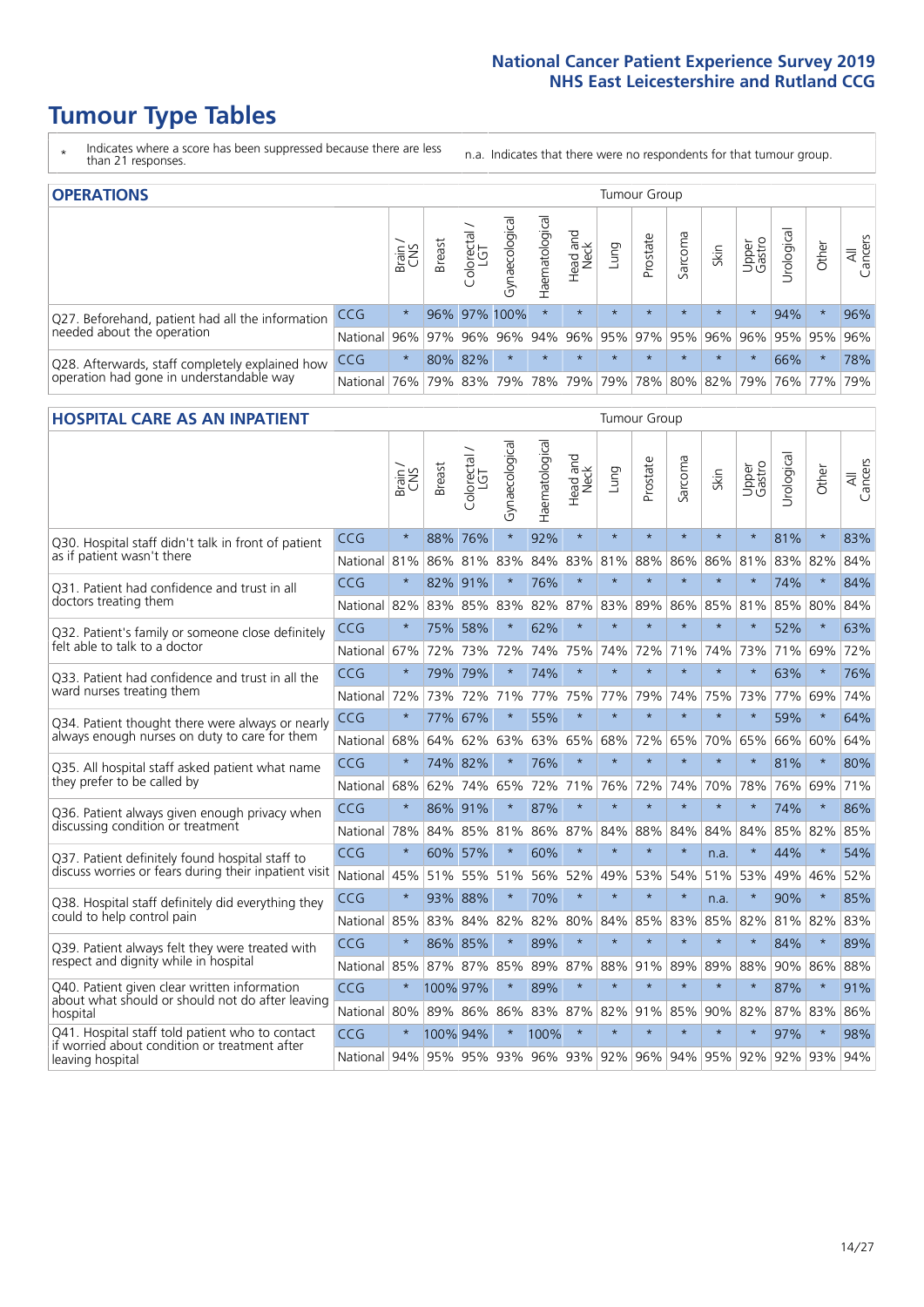# Tumour Type Tables

\* Indicates where a score has been suppressed because there are less than 21 responses.

n.a. Indicates that there were no respondents for that tumour group.

## OPERATIONS

| | | Brain / CNS | Breast | Colorectal / LGT | Gynaecological | Haematological | Head and Neck | Lung | Prostate | Sarcoma | Skin | Upper Gastro | Urological | Other | All Cancers |
|---|---|---|---|---|---|---|---|---|---|---|---|---|---|---|---|
| Q27. Beforehand, patient had all the information needed about the operation | CCG | * | 96% | 97% | 100% | * | * | * | * | * | * | * | 94% | * | 96% |
| | National | 96% | 97% | 96% | 96% | 94% | 96% | 95% | 97% | 95% | 96% | 96% | 95% | 95% | 96% |
| Q28. Afterwards, staff completely explained how operation had gone in understandable way | CCG | * | 80% | 82% | * | * | * | * | * | * | * | * | 66% | * | 78% |
| | National | 76% | 79% | 83% | 79% | 78% | 79% | 79% | 78% | 80% | 82% | 79% | 76% | 77% | 79% |

## HOSPITAL CARE AS AN INPATIENT

| | | Brain / CNS | Breast | Colorectal / LGT | Gynaecological | Haematological | Head and Neck | Lung | Prostate | Sarcoma | Skin | Upper Gastro | Urological | Other | All Cancers |
|---|---|---|---|---|---|---|---|---|---|---|---|---|---|---|---|
| Q30. Hospital staff didn't talk in front of patient as if patient wasn't there | CCG | * | 88% | 76% | * | 92% | * | * | * | * | * | * | 81% | * | 83% |
| | National | 81% | 86% | 81% | 83% | 84% | 83% | 81% | 88% | 86% | 86% | 81% | 83% | 82% | 84% |
| Q31. Patient had confidence and trust in all doctors treating them | CCG | * | 82% | 91% | * | 76% | * | * | * | * | * | * | 74% | * | 84% |
| | National | 82% | 83% | 85% | 83% | 82% | 87% | 83% | 89% | 86% | 85% | 81% | 85% | 80% | 84% |
| Q32. Patient's family or someone close definitely felt able to talk to a doctor | CCG | * | 75% | 58% | * | 62% | * | * | * | * | * | * | 52% | * | 63% |
| | National | 67% | 72% | 73% | 72% | 74% | 75% | 74% | 72% | 71% | 74% | 73% | 71% | 69% | 72% |
| Q33. Patient had confidence and trust in all the ward nurses treating them | CCG | * | 79% | 79% | * | 74% | * | * | * | * | * | * | 63% | * | 76% |
| | National | 72% | 73% | 72% | 71% | 77% | 75% | 77% | 79% | 74% | 75% | 73% | 77% | 69% | 74% |
| Q34. Patient thought there were always or nearly always enough nurses on duty to care for them | CCG | * | 77% | 67% | * | 55% | * | * | * | * | * | * | 59% | * | 64% |
| | National | 68% | 64% | 62% | 63% | 63% | 65% | 68% | 72% | 65% | 70% | 65% | 66% | 60% | 64% |
| Q35. All hospital staff asked patient what name they prefer to be called by | CCG | * | 74% | 82% | * | 76% | * | * | * | * | * | * | 81% | * | 80% |
| | National | 68% | 62% | 74% | 65% | 72% | 71% | 76% | 72% | 74% | 70% | 78% | 76% | 69% | 71% |
| Q36. Patient always given enough privacy when discussing condition or treatment | CCG | * | 86% | 91% | * | 87% | * | * | * | * | * | * | 74% | * | 86% |
| | National | 78% | 84% | 85% | 81% | 86% | 87% | 84% | 88% | 84% | 84% | 84% | 85% | 82% | 85% |
| Q37. Patient definitely found hospital staff to discuss worries or fears during their inpatient visit | CCG | * | 60% | 57% | * | 60% | * | * | * | * | n.a. | * | 44% | * | 54% |
| | National | 45% | 51% | 55% | 51% | 56% | 52% | 49% | 53% | 54% | 51% | 53% | 49% | 46% | 52% |
| Q38. Hospital staff definitely did everything they could to help control pain | CCG | * | 93% | 88% | * | 70% | * | * | * | * | n.a. | * | 90% | * | 85% |
| | National | 85% | 83% | 84% | 82% | 82% | 80% | 84% | 85% | 83% | 85% | 82% | 81% | 82% | 83% |
| Q39. Patient always felt they were treated with respect and dignity while in hospital | CCG | * | 86% | 85% | * | 89% | * | * | * | * | * | * | 84% | * | 89% |
| | National | 85% | 87% | 87% | 85% | 89% | 87% | 88% | 91% | 89% | 89% | 88% | 90% | 86% | 88% |
| Q40. Patient given clear written information about what should or should not do after leaving hospital | CCG | * | 100% | 97% | * | 89% | * | * | * | * | * | * | 87% | * | 91% |
| | National | 80% | 89% | 86% | 86% | 83% | 87% | 82% | 91% | 85% | 90% | 82% | 87% | 83% | 86% |
| Q41. Hospital staff told patient who to contact if worried about condition or treatment after leaving hospital | CCG | * | 100% | 94% | * | 100% | * | * | * | * | * | * | 97% | * | 98% |
| | National | 94% | 95% | 95% | 93% | 96% | 93% | 92% | 96% | 94% | 95% | 92% | 92% | 93% | 94% |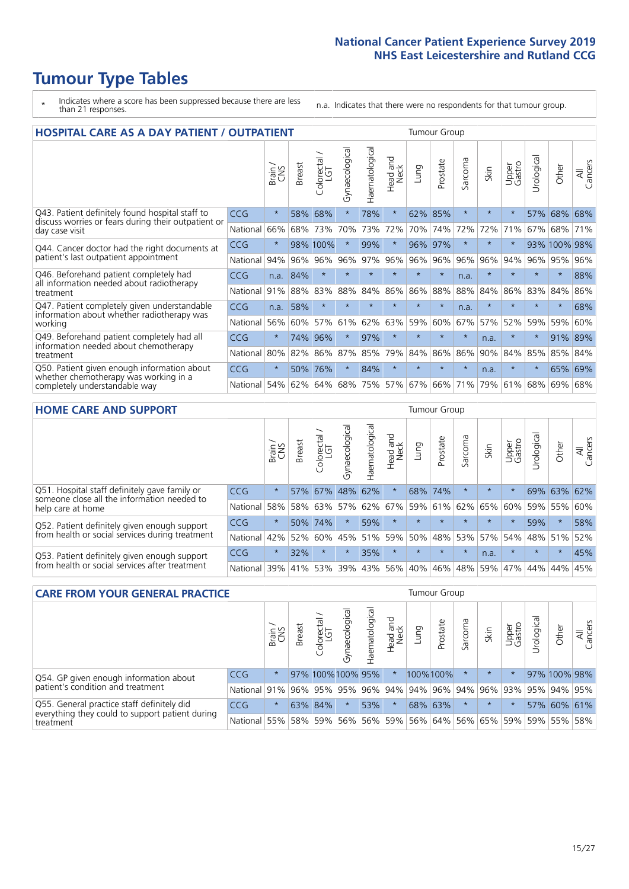# Tumour Type Tables

- \* Indicates where a score has been suppressed because there are less than 21 responses.
- n.a. Indicates that there were no respondents for that tumour group.

## HOSPITAL CARE AS A DAY PATIENT / OUTPATIENT

| | | Brain / CNS | Breast | Colorectal / LGT | Gynaecological | Haematological | Head and Neck | Lung | Prostate | Sarcoma | Skin | Upper Gastro | Urological | Other | All Cancers |
|---|---|---|---|---|---|---|---|---|---|---|---|---|---|---|---|
| Q43. Patient definitely found hospital staff to discuss worries or fears during their outpatient or day case visit | CCG | * | 58% | 68% | * | 78% | * | 62% | 85% | * | * | * | 57% | 68% | 68% |
| | National | 66% | 68% | 73% | 70% | 73% | 72% | 70% | 74% | 72% | 72% | 71% | 67% | 68% | 71% |
| Q44. Cancer doctor had the right documents at patient's last outpatient appointment | CCG | * | 98% | 100% | * | 99% | * | 96% | 97% | * | * | * | 93% | 100% | 98% |
| | National | 94% | 96% | 96% | 96% | 97% | 96% | 96% | 96% | 96% | 96% | 94% | 96% | 95% | 96% |
| Q46. Beforehand patient completely had all information needed about radiotherapy treatment | CCG | n.a. | 84% | * | * | * | * | * | * | n.a. | * | * | * | * | 88% |
| | National | 91% | 88% | 83% | 88% | 84% | 86% | 86% | 88% | 88% | 84% | 86% | 83% | 84% | 86% |
| Q47. Patient completely given understandable information about whether radiotherapy was working | CCG | n.a. | 58% | * | * | * | * | * | * | n.a. | * | * | * | * | 68% |
| | National | 56% | 60% | 57% | 61% | 62% | 63% | 59% | 60% | 67% | 57% | 52% | 59% | 59% | 60% |
| Q49. Beforehand patient completely had all information needed about chemotherapy treatment | CCG | * | 74% | 96% | * | 97% | * | * | * | * | n.a. | * | * | 91% | 89% |
| | National | 80% | 82% | 86% | 87% | 85% | 79% | 84% | 86% | 86% | 90% | 84% | 85% | 85% | 84% |
| Q50. Patient given enough information about whether chemotherapy was working in a completely understandable way | CCG | * | 50% | 76% | * | 84% | * | * | * | * | n.a. | * | * | 65% | 69% |
| | National | 54% | 62% | 64% | 68% | 75% | 57% | 67% | 66% | 71% | 79% | 61% | 68% | 69% | 68% |

## HOME CARE AND SUPPORT

| | | Brain / CNS | Breast | Colorectal / LGT | Gynaecological | Haematological | Head and Neck | Lung | Prostate | Sarcoma | Skin | Upper Gastro | Urological | Other | All Cancers |
|---|---|---|---|---|---|---|---|---|---|---|---|---|---|---|---|
| Q51. Hospital staff definitely gave family or someone close all the information needed to help care at home | CCG | * | 57% | 67% | 48% | 62% | * | 68% | 74% | * | * | * | 69% | 63% | 62% |
| | National | 58% | 58% | 63% | 57% | 62% | 67% | 59% | 61% | 62% | 65% | 60% | 59% | 55% | 60% |
| Q52. Patient definitely given enough support from health or social services during treatment | CCG | * | 50% | 74% | * | 59% | * | * | * | * | * | * | 59% | * | 58% |
| | National | 42% | 52% | 60% | 45% | 51% | 59% | 50% | 48% | 53% | 57% | 54% | 48% | 51% | 52% |
| Q53. Patient definitely given enough support from health or social services after treatment | CCG | * | 32% | * | * | 35% | * | * | * | * | n.a. | * | * | * | 45% |
| | National | 39% | 41% | 53% | 39% | 43% | 56% | 40% | 46% | 48% | 59% | 47% | 44% | 44% | 45% |

## CARE FROM YOUR GENERAL PRACTICE

| | | Brain / CNS | Breast | Colorectal / LGT | Gynaecological | Haematological | Head and Neck | Lung | Prostate | Sarcoma | Skin | Upper Gastro | Urological | Other | All Cancers |
|---|---|---|---|---|---|---|---|---|---|---|---|---|---|---|---|
| Q54. GP given enough information about patient's condition and treatment | CCG | * | 97% | 100% | 100% | 95% | * | 100% | 100% | * | * | * | 97% | 100% | 98% |
| | National | 91% | 96% | 95% | 95% | 96% | 94% | 94% | 96% | 94% | 96% | 93% | 95% | 94% | 95% |
| Q55. General practice staff definitely did everything they could to support patient during treatment | CCG | * | 63% | 84% | * | 53% | * | 68% | 63% | * | * | * | 57% | 60% | 61% |
| | National | 55% | 58% | 59% | 56% | 56% | 59% | 56% | 64% | 56% | 65% | 59% | 59% | 55% | 58% |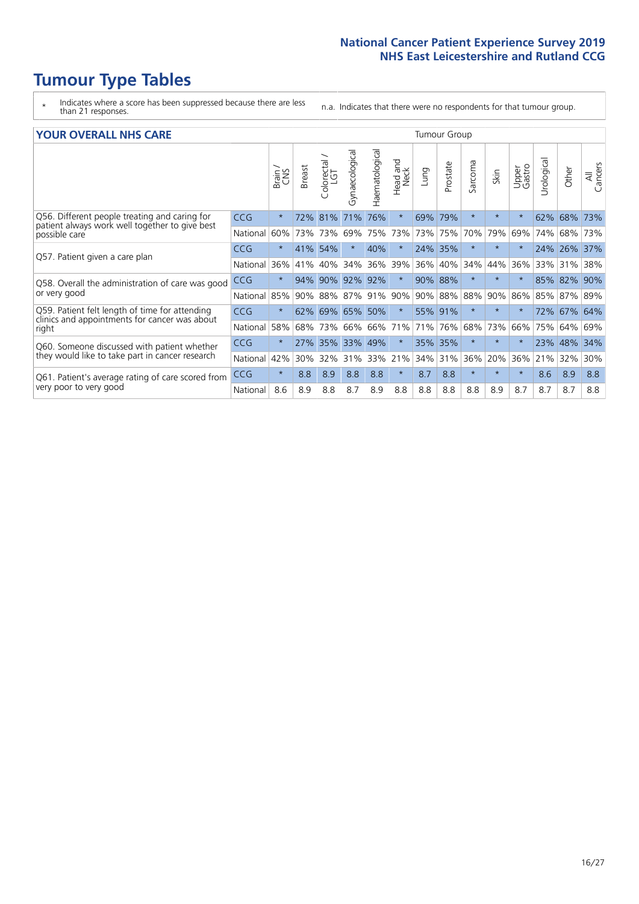# Tumour Type Tables

\* Indicates where a score has been suppressed because there are less than 21 responses.

n.a. Indicates that there were no respondents for that tumour group.

## YOUR OVERALL NHS CARE

| | | Brain / CNS | Breast | Colorectal / LGT | Gynaecological | Haematological | Head and Neck | Lung | Prostate | Sarcoma | Skin | Upper Gastro | Urological | Other | All Cancers |
|---|---|---|---|---|---|---|---|---|---|---|---|---|---|---|---|
| Q56. Different people treating and caring for patient always work well together to give best possible care | CCG | * | 72% | 81% | 71% | 76% | * | 69% | 79% | * | * | * | 62% | 68% | 73% |
| | National | 60% | 73% | 73% | 69% | 75% | 73% | 73% | 75% | 70% | 79% | 69% | 74% | 68% | 73% |
| Q57. Patient given a care plan | CCG | * | 41% | 54% | * | 40% | * | 24% | 35% | * | * | * | 24% | 26% | 37% |
| | National | 36% | 41% | 40% | 34% | 36% | 39% | 36% | 40% | 34% | 44% | 36% | 33% | 31% | 38% |
| Q58. Overall the administration of care was good or very good | CCG | * | 94% | 90% | 92% | 92% | * | 90% | 88% | * | * | * | 85% | 82% | 90% |
| | National | 85% | 90% | 88% | 87% | 91% | 90% | 90% | 88% | 88% | 90% | 86% | 85% | 87% | 89% |
| Q59. Patient felt length of time for attending clinics and appointments for cancer was about right | CCG | * | 62% | 69% | 65% | 50% | * | 55% | 91% | * | * | * | 72% | 67% | 64% |
| | National | 58% | 68% | 73% | 66% | 66% | 71% | 71% | 76% | 68% | 73% | 66% | 75% | 64% | 69% |
| Q60. Someone discussed with patient whether they would like to take part in cancer research | CCG | * | 27% | 35% | 33% | 49% | * | 35% | 35% | * | * | * | 23% | 48% | 34% |
| | National | 42% | 30% | 32% | 31% | 33% | 21% | 34% | 31% | 36% | 20% | 36% | 21% | 32% | 30% |
| Q61. Patient's average rating of care scored from very poor to very good | CCG | * | 8.8 | 8.9 | 8.8 | 8.8 | * | 8.7 | 8.8 | * | * | * | 8.6 | 8.9 | 8.8 |
| | National | 8.6 | 8.9 | 8.8 | 8.7 | 8.9 | 8.8 | 8.8 | 8.8 | 8.8 | 8.9 | 8.7 | 8.7 | 8.7 | 8.8 |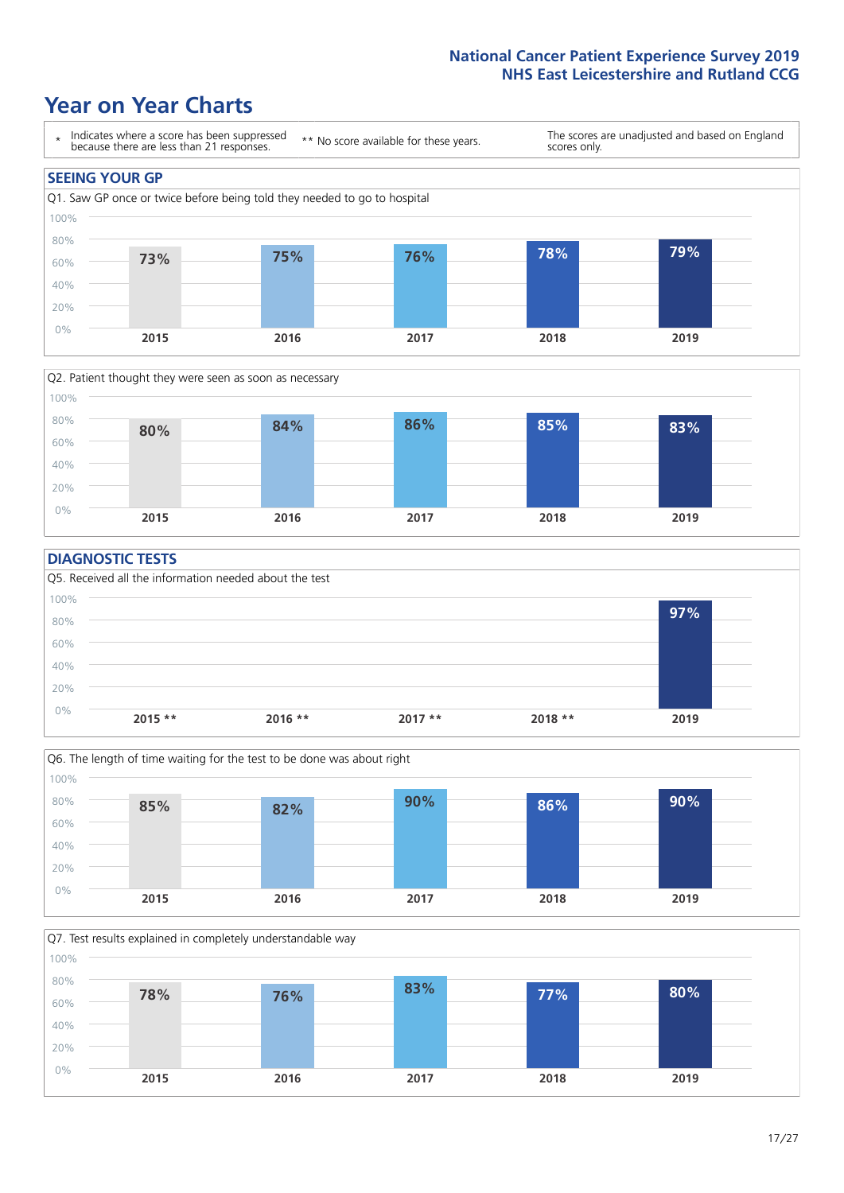# Year on Year Charts

- \* Indicates where a score has been suppressed because there are less than 21 responses.
- \*\* No score available for these years.
- The scores are unadjusted and based on England scores only.

## SEEING YOUR GP

Q1. Saw GP once or twice before being told they needed to go to hospital

| 2015 | 2016 | 2017 | 2018 | 2019 |
|---|---|---|---|---|
| 73% | 75% | 76% | 78% | 79% |

Q2. Patient thought they were seen as soon as necessary

| 2015 | 2016 | 2017 | 2018 | 2019 |
|---|---|---|---|---|
| 80% | 84% | 86% | 85% | 83% |

## DIAGNOSTIC TESTS

Q5. Received all the information needed about the test

| 2015 ** | 2016 ** | 2017 ** | 2018 ** | 2019 |
|---|---|---|---|---|
| | | | | 97% |

Q6. The length of time waiting for the test to be done was about right

| 2015 | 2016 | 2017 | 2018 | 2019 |
|---|---|---|---|---|
| 85% | 82% | 90% | 86% | 90% |

Q7. Test results explained in completely understandable way

| 2015 | 2016 | 2017 | 2018 | 2019 |
|---|---|---|---|---|
| 78% | 76% | 83% | 77% | 80% |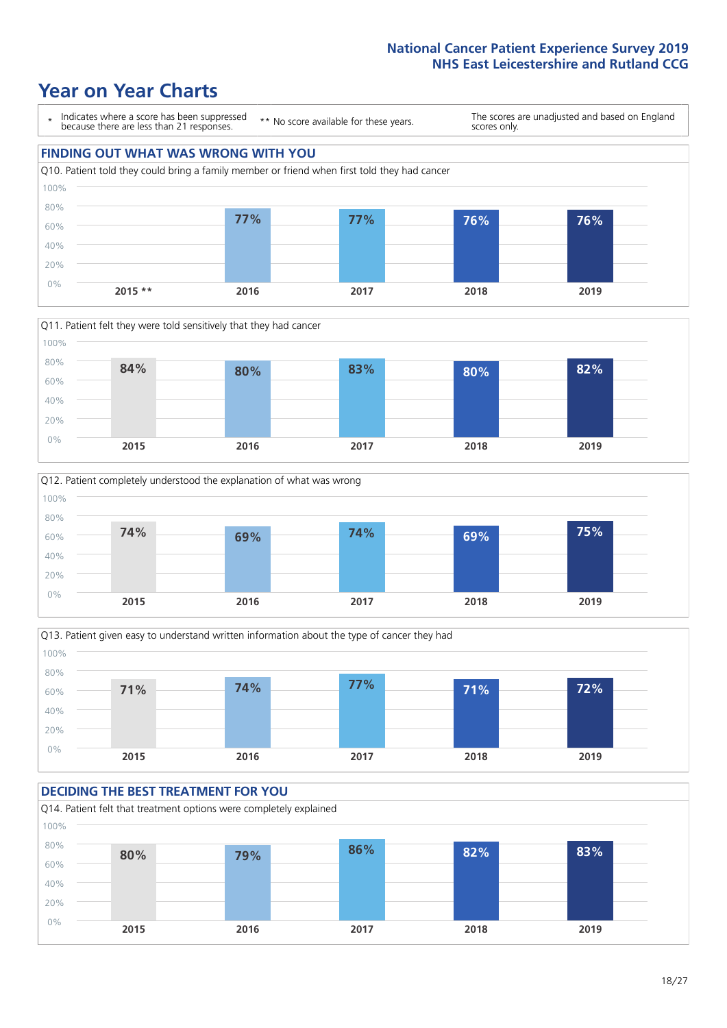National Cancer Patient Experience Survey 2019
NHS East Leicestershire and Rutland CCG

# Year on Year Charts

\* Indicates where a score has been suppressed because there are less than 21 responses.

\*\* No score available for these years.

The scores are unadjusted and based on England scores only.

## FINDING OUT WHAT WAS WRONG WITH YOU

Q10. Patient told they could bring a family member or friend when first told they had cancer

| 2015 ** | 2016 | 2017 | 2018 | 2019 |
|---|---|---|---|---|
| | 77% | 77% | 76% | 76% |

Q11. Patient felt they were told sensitively that they had cancer

| 2015 | 2016 | 2017 | 2018 | 2019 |
|---|---|---|---|---|
| 84% | 80% | 83% | 80% | 82% |

Q12. Patient completely understood the explanation of what was wrong

| 2015 | 2016 | 2017 | 2018 | 2019 |
|---|---|---|---|---|
| 74% | 69% | 74% | 69% | 75% |

Q13. Patient given easy to understand written information about the type of cancer they had

| 2015 | 2016 | 2017 | 2018 | 2019 |
|---|---|---|---|---|
| 71% | 74% | 77% | 71% | 72% |

## DECIDING THE BEST TREATMENT FOR YOU

Q14. Patient felt that treatment options were completely explained

| 2015 | 2016 | 2017 | 2018 | 2019 |
|---|---|---|---|---|
| 80% | 79% | 86% | 82% | 83% |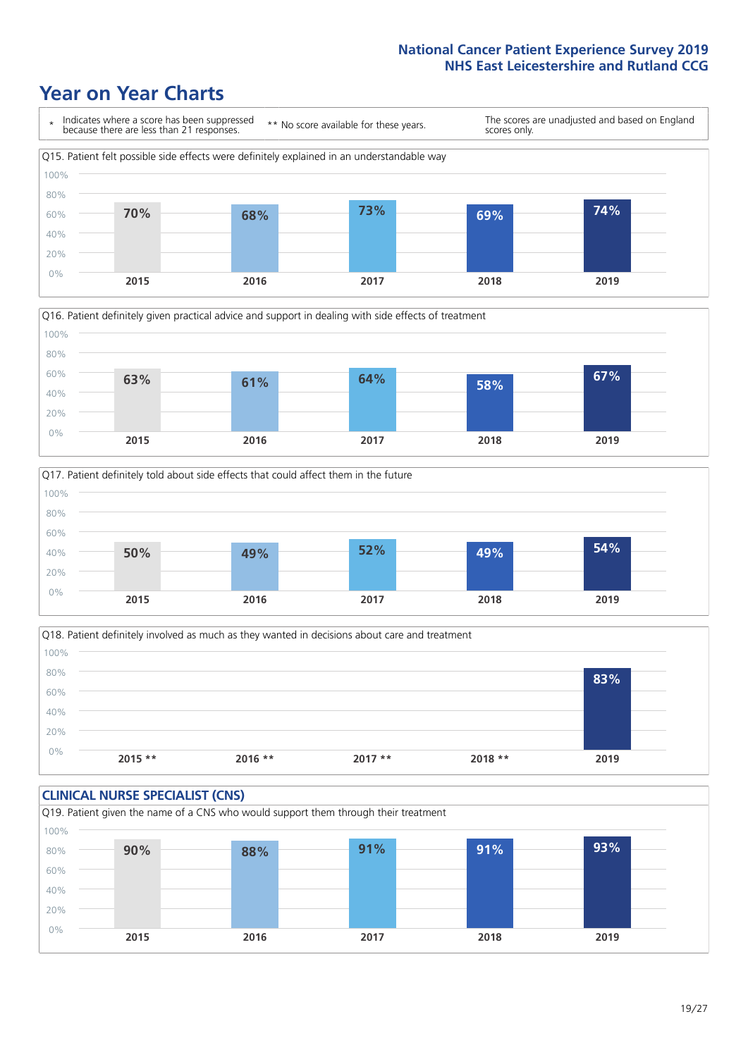# Year on Year Charts

\* Indicates where a score has been suppressed because there are less than 21 responses.

** No score available for these years.

The scores are unadjusted and based on England scores only.

Q15. Patient felt possible side effects were definitely explained in an understandable way

| 2015 | 2016 | 2017 | 2018 | 2019 |
|---|---|---|---|---|
| 70% | 68% | 73% | 69% | 74% |

Q16. Patient definitely given practical advice and support in dealing with side effects of treatment

| 2015 | 2016 | 2017 | 2018 | 2019 |
|---|---|---|---|---|
| 63% | 61% | 64% | 58% | 67% |

Q17. Patient definitely told about side effects that could affect them in the future

| 2015 | 2016 | 2017 | 2018 | 2019 |
|---|---|---|---|---|
| 50% | 49% | 52% | 49% | 54% |

Q18. Patient definitely involved as much as they wanted in decisions about care and treatment

| 2015 ** | 2016 ** | 2017 ** | 2018 ** | 2019 |
|---|---|---|---|---|
| | | | | 83% |

## CLINICAL NURSE SPECIALIST (CNS)

Q19. Patient given the name of a CNS who would support them through their treatment

| 2015 | 2016 | 2017 | 2018 | 2019 |
|---|---|---|---|---|
| 90% | 88% | 91% | 91% | 93% |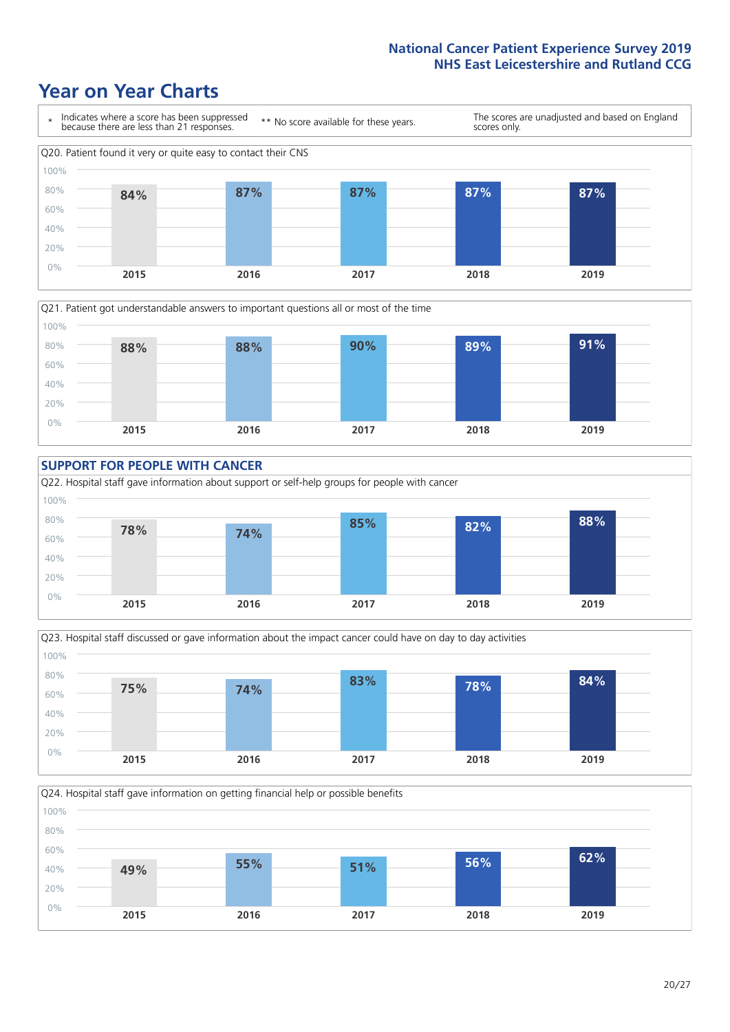# Year on Year Charts

\* Indicates where a score has been suppressed because there are less than 21 responses.

** No score available for these years.

The scores are unadjusted and based on England scores only.

Q20. Patient found it very or quite easy to contact their CNS

| 2015 | 2016 | 2017 | 2018 | 2019 |
|---|---|---|---|---|
| 84% | 87% | 87% | 87% | 87% |

Q21. Patient got understandable answers to important questions all or most of the time

| 2015 | 2016 | 2017 | 2018 | 2019 |
|---|---|---|---|---|
| 88% | 88% | 90% | 89% | 91% |

## SUPPORT FOR PEOPLE WITH CANCER

Q22. Hospital staff gave information about support or self-help groups for people with cancer

| 2015 | 2016 | 2017 | 2018 | 2019 |
|---|---|---|---|---|
| 78% | 74% | 85% | 82% | 88% |

Q23. Hospital staff discussed or gave information about the impact cancer could have on day to day activities

| 2015 | 2016 | 2017 | 2018 | 2019 |
|---|---|---|---|---|
| 75% | 74% | 83% | 78% | 84% |

Q24. Hospital staff gave information on getting financial help or possible benefits

| 2015 | 2016 | 2017 | 2018 | 2019 |
|---|---|---|---|---|
| 49% | 55% | 51% | 56% | 62% |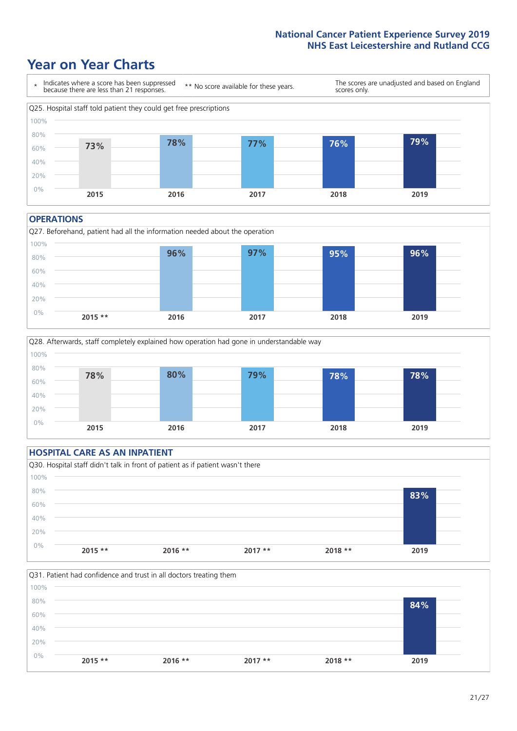# Year on Year Charts

\* Indicates where a score has been suppressed because there are less than 21 responses.

** No score available for these years.

The scores are unadjusted and based on England scores only.

Q25. Hospital staff told patient they could get free prescriptions

| 2015 | 2016 | 2017 | 2018 | 2019 |
|---|---|---|---|---|
| 73% | 78% | 77% | 76% | 79% |

## OPERATIONS

Q27. Beforehand, patient had all the information needed about the operation

| 2015 ** | 2016 | 2017 | 2018 | 2019 |
|---|---|---|---|---|
| | 96% | 97% | 95% | 96% |

Q28. Afterwards, staff completely explained how operation had gone in understandable way

| 2015 | 2016 | 2017 | 2018 | 2019 |
|---|---|---|---|---|
| 78% | 80% | 79% | 78% | 78% |

## HOSPITAL CARE AS AN INPATIENT

Q30. Hospital staff didn't talk in front of patient as if patient wasn't there

| 2015 ** | 2016 ** | 2017 ** | 2018 ** | 2019 |
|---|---|---|---|---|
| | | | | 83% |

Q31. Patient had confidence and trust in all doctors treating them

| 2015 ** | 2016 ** | 2017 ** | 2018 ** | 2019 |
|---|---|---|---|---|
| | | | | 84% |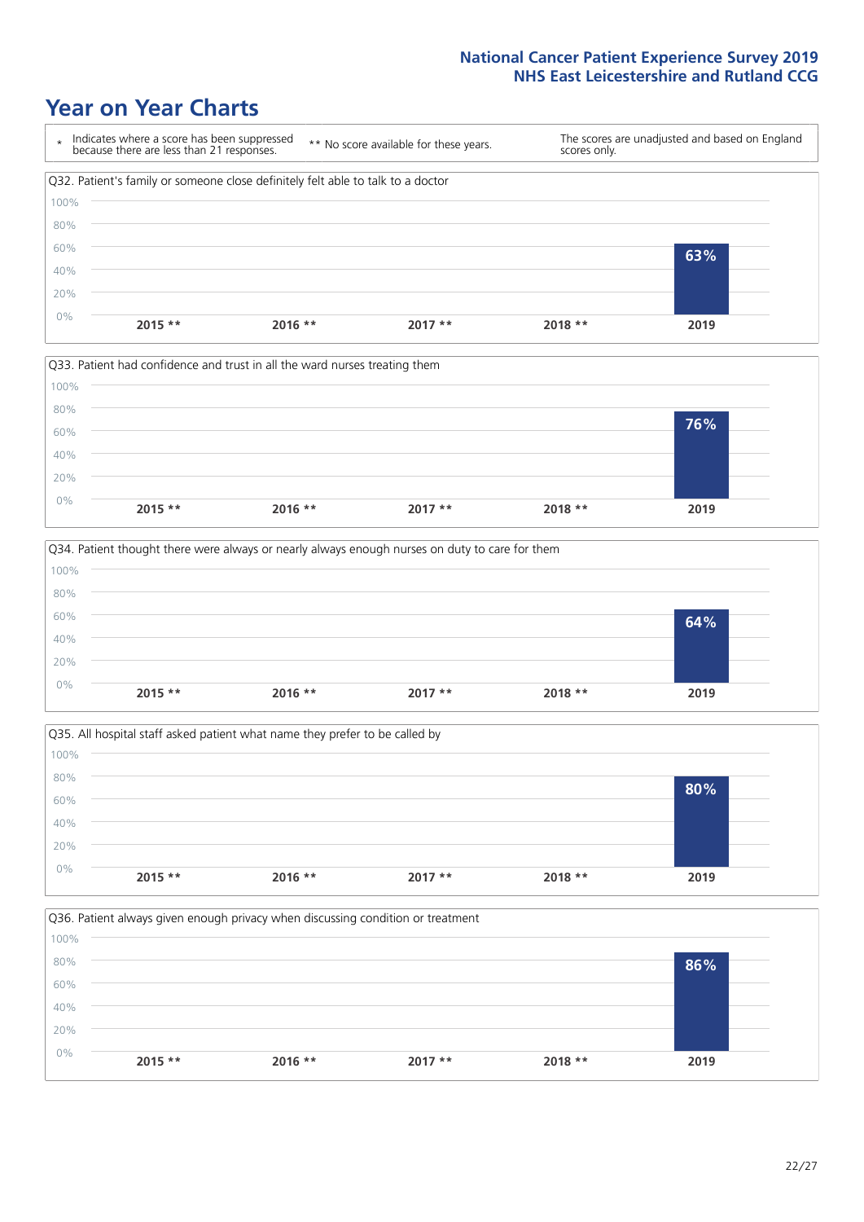National Cancer Patient Experience Survey 2019
NHS East Leicestershire and Rutland CCG

# Year on Year Charts

| * Indicates where a score has been suppressed because there are less than 21 responses. | ** No score available for these years. | The scores are unadjusted and based on England scores only. |
|---|---|---|

### Q32. Patient's family or someone close definitely felt able to talk to a doctor

| 2015 ** | 2016 ** | 2017 ** | 2018 ** | 2019 |
|---|---|---|---|---|
| | | | | 63% |

### Q33. Patient had confidence and trust in all the ward nurses treating them

| 2015 ** | 2016 ** | 2017 ** | 2018 ** | 2019 |
|---|---|---|---|---|
| | | | | 76% |

### Q34. Patient thought there were always or nearly always enough nurses on duty to care for them

| 2015 ** | 2016 ** | 2017 ** | 2018 ** | 2019 |
|---|---|---|---|---|
| | | | | 64% |

### Q35. All hospital staff asked patient what name they prefer to be called by

| 2015 ** | 2016 ** | 2017 ** | 2018 ** | 2019 |
|---|---|---|---|---|
| | | | | 80% |

### Q36. Patient always given enough privacy when discussing condition or treatment

| 2015 ** | 2016 ** | 2017 ** | 2018 ** | 2019 |
|---|---|---|---|---|
| | | | | 86% |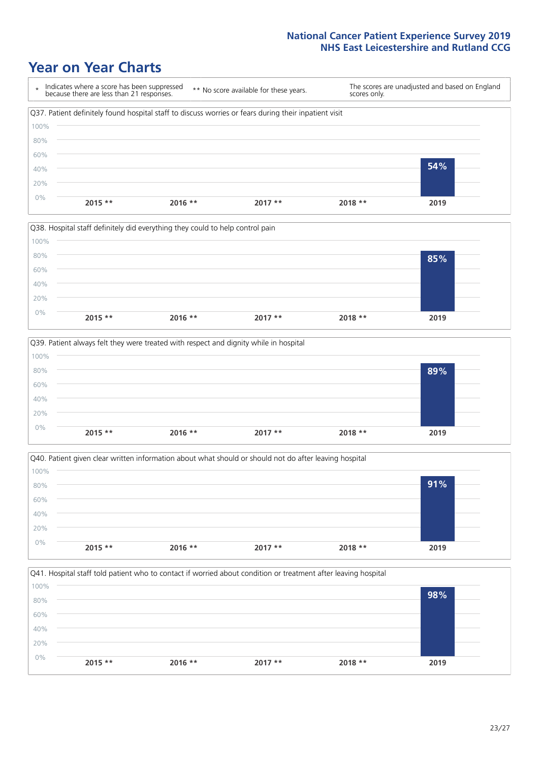# Year on Year Charts

\* Indicates where a score has been suppressed because there are less than 21 responses.

** No score available for these years.

The scores are unadjusted and based on England scores only.

Q37. Patient definitely found hospital staff to discuss worries or fears during their inpatient visit

| 2015 ** | 2016 ** | 2017 ** | 2018 ** | 2019 |
|---|---|---|---|---|
| | | | | 54% |

Q38. Hospital staff definitely did everything they could to help control pain

| 2015 ** | 2016 ** | 2017 ** | 2018 ** | 2019 |
|---|---|---|---|---|
| | | | | 85% |

Q39. Patient always felt they were treated with respect and dignity while in hospital

| 2015 ** | 2016 ** | 2017 ** | 2018 ** | 2019 |
|---|---|---|---|---|
| | | | | 89% |

Q40. Patient given clear written information about what should or should not do after leaving hospital

| 2015 ** | 2016 ** | 2017 ** | 2018 ** | 2019 |
|---|---|---|---|---|
| | | | | 91% |

Q41. Hospital staff told patient who to contact if worried about condition or treatment after leaving hospital

| 2015 ** | 2016 ** | 2017 ** | 2018 ** | 2019 |
|---|---|---|---|---|
| | | | | 98% |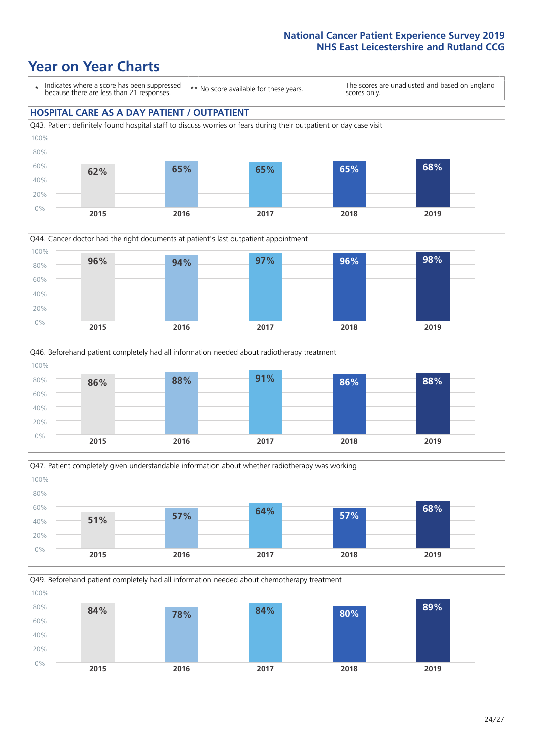# Year on Year Charts

\* Indicates where a score has been suppressed because there are less than 21 responses.

** No score available for these years.

The scores are unadjusted and based on England scores only.

## HOSPITAL CARE AS A DAY PATIENT / OUTPATIENT

Q43. Patient definitely found hospital staff to discuss worries or fears during their outpatient or day case visit

| 2015 | 2016 | 2017 | 2018 | 2019 |
|---|---|---|---|---|
| 62% | 65% | 65% | 65% | 68% |

Q44. Cancer doctor had the right documents at patient's last outpatient appointment

| 2015 | 2016 | 2017 | 2018 | 2019 |
|---|---|---|---|---|
| 96% | 94% | 97% | 96% | 98% |

Q46. Beforehand patient completely had all information needed about radiotherapy treatment

| 2015 | 2016 | 2017 | 2018 | 2019 |
|---|---|---|---|---|
| 86% | 88% | 91% | 86% | 88% |

Q47. Patient completely given understandable information about whether radiotherapy was working

| 2015 | 2016 | 2017 | 2018 | 2019 |
|---|---|---|---|---|
| 51% | 57% | 64% | 57% | 68% |

Q49. Beforehand patient completely had all information needed about chemotherapy treatment

| 2015 | 2016 | 2017 | 2018 | 2019 |
|---|---|---|---|---|
| 84% | 78% | 84% | 80% | 89% |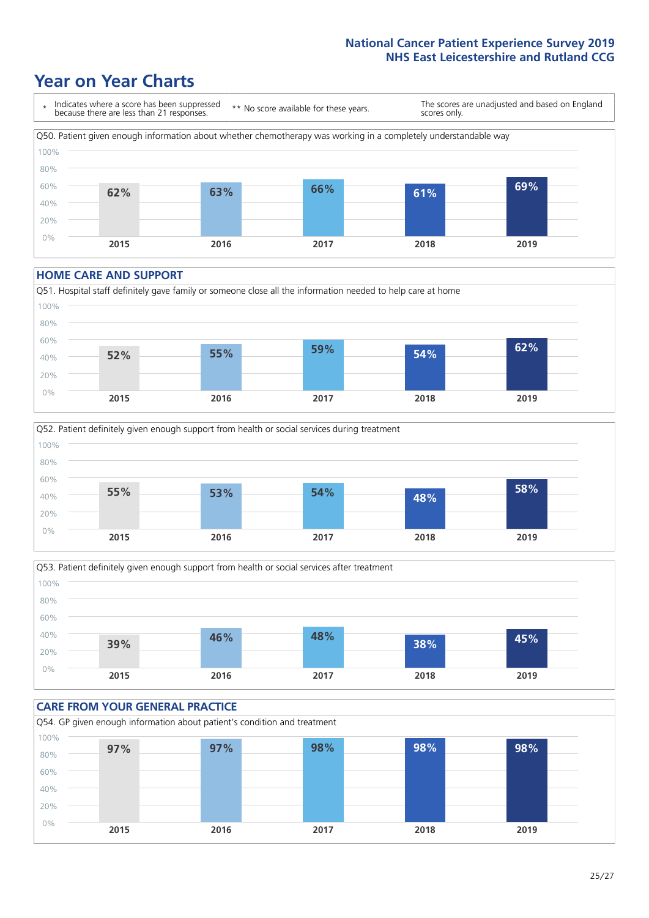# Year on Year Charts

\* Indicates where a score has been suppressed because there are less than 21 responses.

\*\* No score available for these years.

The scores are unadjusted and based on England scores only.

Q50. Patient given enough information about whether chemotherapy was working in a completely understandable way

| 2015 | 2016 | 2017 | 2018 | 2019 |
|---|---|---|---|---|
| 62% | 63% | 66% | 61% | 69% |

## HOME CARE AND SUPPORT

Q51. Hospital staff definitely gave family or someone close all the information needed to help care at home

| 2015 | 2016 | 2017 | 2018 | 2019 |
|---|---|---|---|---|
| 52% | 55% | 59% | 54% | 62% |

Q52. Patient definitely given enough support from health or social services during treatment

| 2015 | 2016 | 2017 | 2018 | 2019 |
|---|---|---|---|---|
| 55% | 53% | 54% | 48% | 58% |

Q53. Patient definitely given enough support from health or social services after treatment

| 2015 | 2016 | 2017 | 2018 | 2019 |
|---|---|---|---|---|
| 39% | 46% | 48% | 38% | 45% |

## CARE FROM YOUR GENERAL PRACTICE

Q54. GP given enough information about patient's condition and treatment

| 2015 | 2016 | 2017 | 2018 | 2019 |
|---|---|---|---|---|
| 97% | 97% | 98% | 98% | 98% |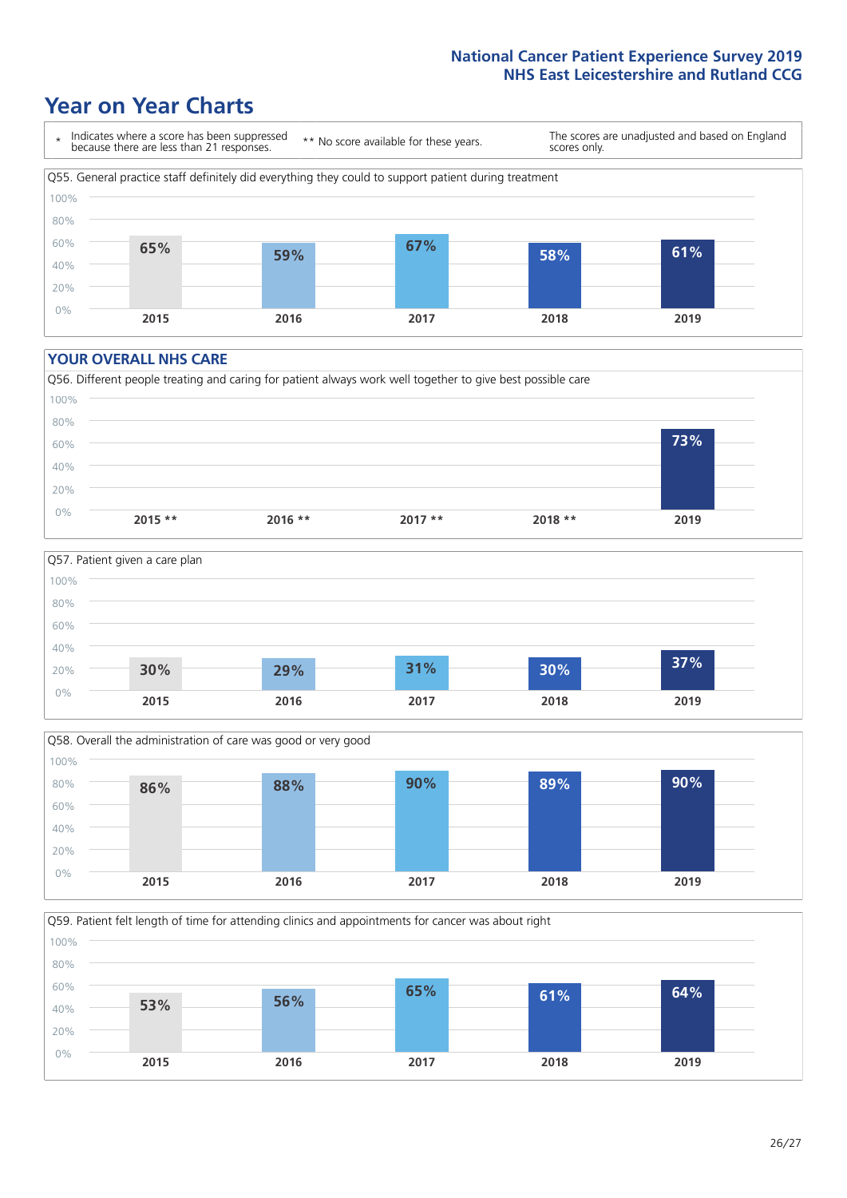# Year on Year Charts

\* Indicates where a score has been suppressed because there are less than 21 responses.

\*\* No score available for these years.

The scores are unadjusted and based on England scores only.

Q55. General practice staff definitely did everything they could to support patient during treatment

| 2015 | 2016 | 2017 | 2018 | 2019 |
|---|---|---|---|---|
| 65% | 59% | 67% | 58% | 61% |

## YOUR OVERALL NHS CARE

Q56. Different people treating and caring for patient always work well together to give best possible care

| 2015 ** | 2016 ** | 2017 ** | 2018 ** | 2019 |
|---|---|---|---|---|
| | | | | 73% |

Q57. Patient given a care plan

| 2015 | 2016 | 2017 | 2018 | 2019 |
|---|---|---|---|---|
| 30% | 29% | 31% | 30% | 37% |

Q58. Overall the administration of care was good or very good

| 2015 | 2016 | 2017 | 2018 | 2019 |
|---|---|---|---|---|
| 86% | 88% | 90% | 89% | 90% |

Q59. Patient felt length of time for attending clinics and appointments for cancer was about right

| 2015 | 2016 | 2017 | 2018 | 2019 |
|---|---|---|---|---|
| 53% | 56% | 65% | 61% | 64% |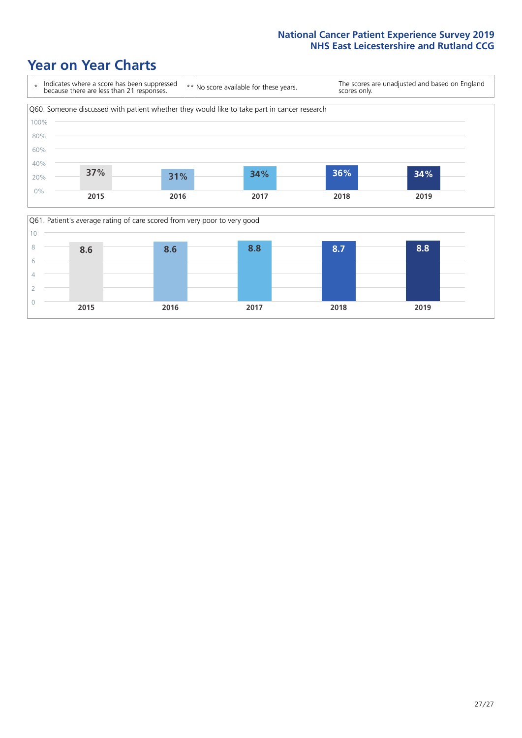# Year on Year Charts

\* Indicates where a score has been suppressed because there are less than 21 responses.

** No score available for these years.

The scores are unadjusted and based on England scores only.

Q60. Someone discussed with patient whether they would like to take part in cancer research

100%
80%
60%
40%
20%
0%

37% 31% 34% 36% 34%

2015 2016 2017 2018 2019

Q61. Patient's average rating of care scored from very poor to very good

10
8
6
4
2
0

8.6 8.6 8.8 8.7 8.8

2015 2016 2017 2018 2019